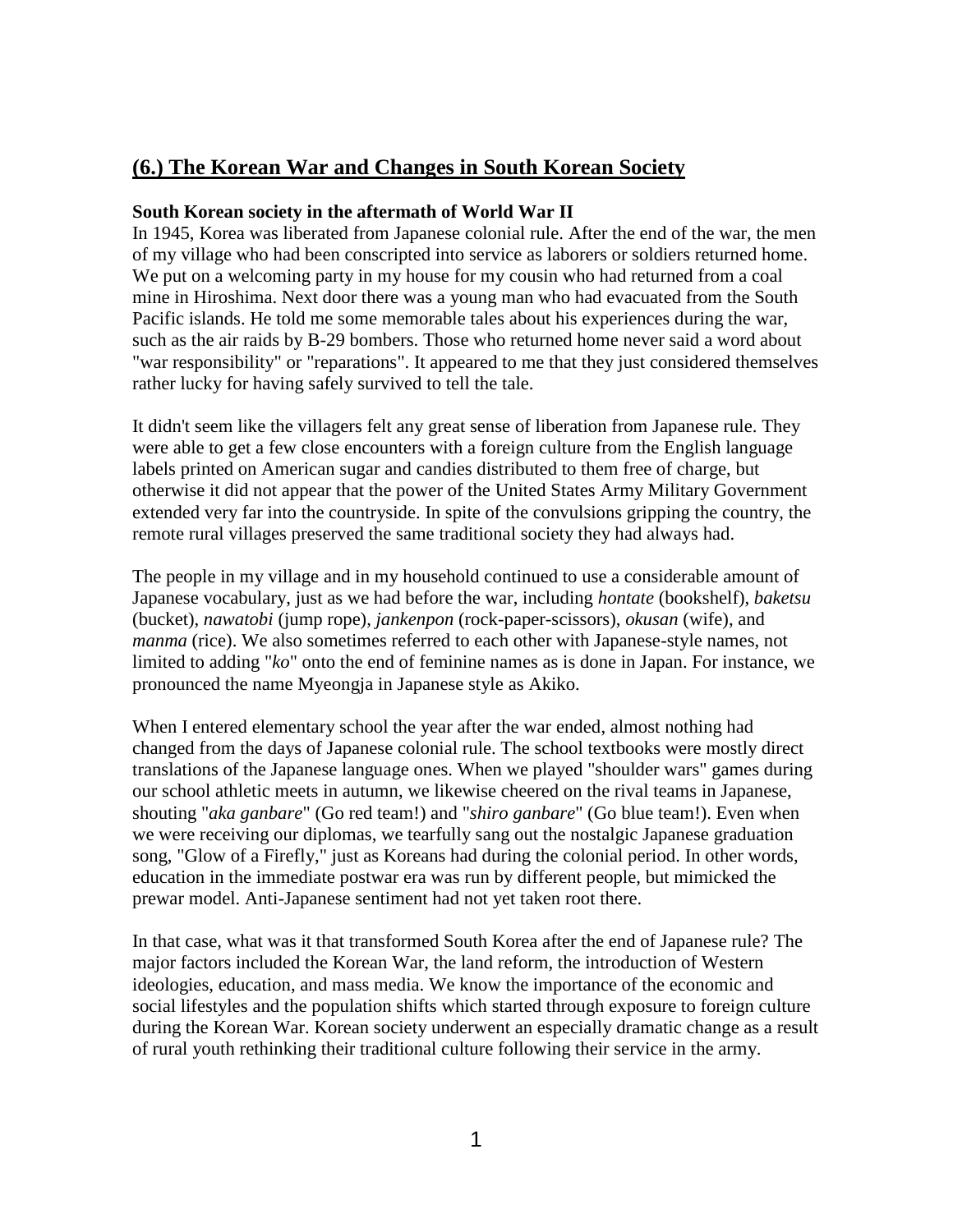## (6.) The Korean War and Changes in South Korean Society

**South Korean society in the aftermath of World War II**

In 1945, Korea was liberated from Japanese colonial rule. After the end of the war, the men of my village who had been conscripted into service as laborers or soldiers returned home. We put on a welcoming party in my house for my cousin who had returned from a coal mine in Hiroshima. Next door there was a young man who had evacuated from the South Pacific islands. He told me some memorable tales about his experiences during the war, such as the air raids by B-29 bombers. Those who returned home never said a word about "war responsibility" or "reparations". It appeared to me that they just considered themselves rather lucky for having safely survived to tell the tale.

It didn't seem like the villagers felt any great sense of liberation from Japanese rule. They were able to get a few close encounters with a foreign culture from the English language labels printed on American sugar and candies distributed to them free of charge, but otherwise it did not appear that the power of the United States Army Military Government extended very far into the countryside. In spite of the convulsions gripping the country, the remote rural villages preserved the same traditional society they had always had.

The people in my village and in my household continued to use a considerable amount of Japanese vocabulary, just as we had before the war, including *hontate* (bookshelf), *baketsu* (bucket), *nawatobi* (jump rope), *jankenpon* (rock-paper-scissors), *okusan* (wife), and *manma* (rice). We also sometimes referred to each other with Japanese-style names, not limited to adding "*ko*" onto the end of feminine names as is done in Japan. For instance, we pronounced the name Myeongja in Japanese style as Akiko.

When I entered elementary school the year after the war ended, almost nothing had changed from the days of Japanese colonial rule. The school textbooks were mostly direct translations of the Japanese language ones. When we played "shoulder wars" games during our school athletic meets in autumn, we likewise cheered on the rival teams in Japanese, shouting "*aka ganbare*" (Go red team!) and "*shiro ganbare*" (Go blue team!). Even when we were receiving our diplomas, we tearfully sang out the nostalgic Japanese graduation song, "Glow of a Firefly," just as Koreans had during the colonial period. In other words, education in the immediate postwar era was run by different people, but mimicked the prewar model. Anti-Japanese sentiment had not yet taken root there.

In that case, what was it that transformed South Korea after the end of Japanese rule? The major factors included the Korean War, the land reform, the introduction of Western ideologies, education, and mass media. We know the importance of the economic and social lifestyles and the population shifts which started through exposure to foreign culture during the Korean War. Korean society underwent an especially dramatic change as a result of rural youth rethinking their traditional culture following their service in the army.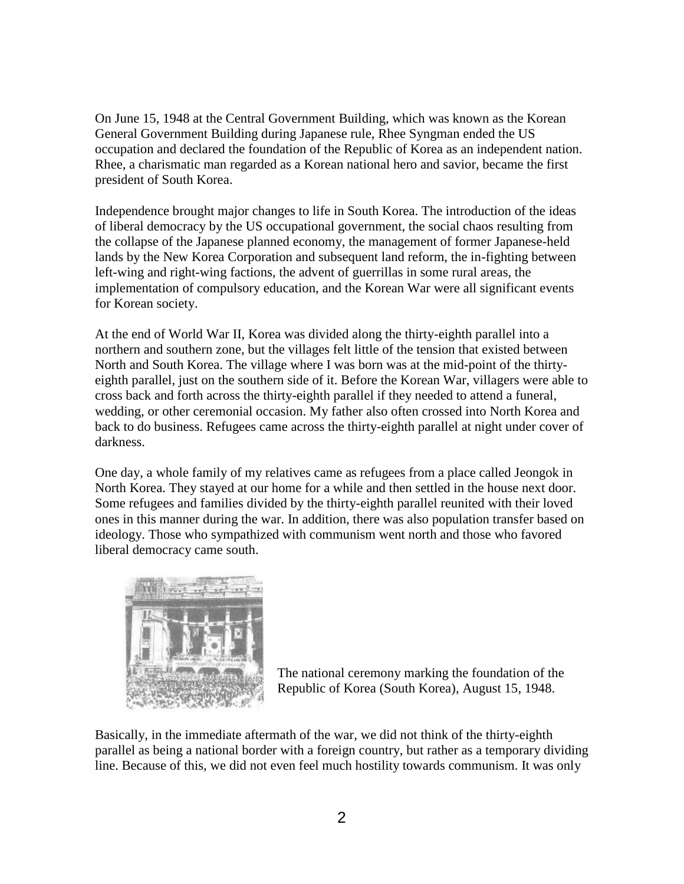On June 15, 1948 at the Central Government Building, which was known as the Korean General Government Building during Japanese rule, Rhee Syngman ended the US occupation and declared the foundation of the Republic of Korea as an independent nation. Rhee, a charismatic man regarded as a Korean national hero and savior, became the first president of South Korea.

Independence brought major changes to life in South Korea. The introduction of the ideas of liberal democracy by the US occupational government, the social chaos resulting from the collapse of the Japanese planned economy, the management of former Japanese-held lands by the New Korea Corporation and subsequent land reform, the in-fighting between left-wing and right-wing factions, the advent of guerrillas in some rural areas, the implementation of compulsory education, and the Korean War were all significant events for Korean society.

At the end of World War II, Korea was divided along the thirty-eighth parallel into a northern and southern zone, but the villages felt little of the tension that existed between North and South Korea. The village where I was born was at the mid-point of the thirty-eighth parallel, just on the southern side of it. Before the Korean War, villagers were able to cross back and forth across the thirty-eighth parallel if they needed to attend a funeral, wedding, or other ceremonial occasion. My father also often crossed into North Korea and back to do business. Refugees came across the thirty-eighth parallel at night under cover of darkness.

One day, a whole family of my relatives came as refugees from a place called Jeongok in North Korea. They stayed at our home for a while and then settled in the house next door. Some refugees and families divided by the thirty-eighth parallel reunited with their loved ones in this manner during the war. In addition, there was also population transfer based on ideology. Those who sympathized with communism went north and those who favored liberal democracy came south.

The national ceremony marking the foundation of the Republic of Korea (South Korea), August 15, 1948.

Basically, in the immediate aftermath of the war, we did not think of the thirty-eighth parallel as being a national border with a foreign country, but rather as a temporary dividing line. Because of this, we did not even feel much hostility towards communism. It was only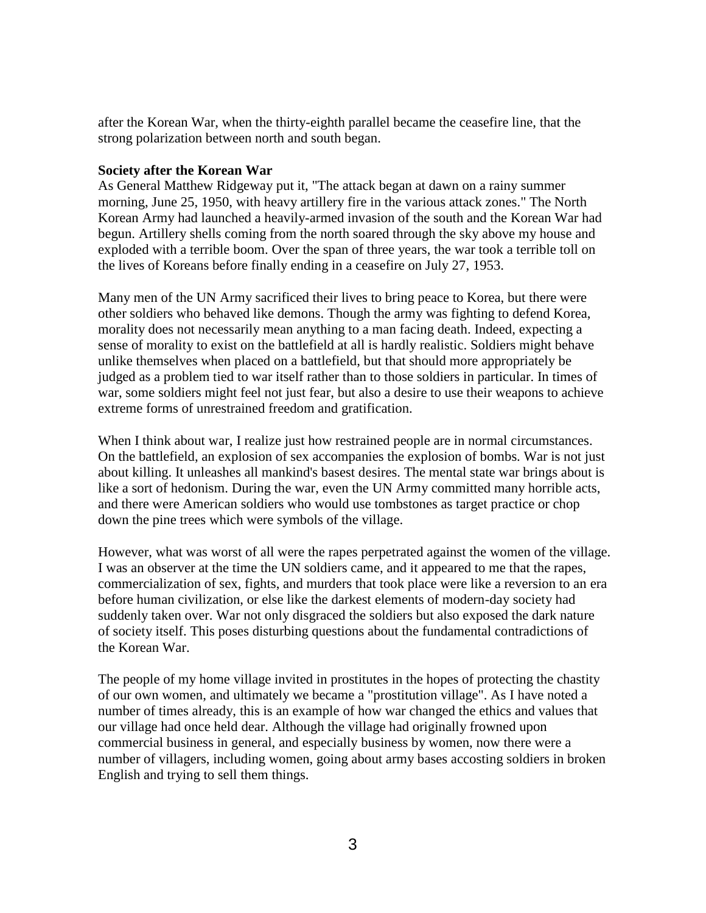after the Korean War, when the thirty-eighth parallel became the ceasefire line, that the strong polarization between north and south began.

**Society after the Korean War**

As General Matthew Ridgeway put it, "The attack began at dawn on a rainy summer morning, June 25, 1950, with heavy artillery fire in the various attack zones." The North Korean Army had launched a heavily-armed invasion of the south and the Korean War had begun. Artillery shells coming from the north soared through the sky above my house and exploded with a terrible boom. Over the span of three years, the war took a terrible toll on the lives of Koreans before finally ending in a ceasefire on July 27, 1953.

Many men of the UN Army sacrificed their lives to bring peace to Korea, but there were other soldiers who behaved like demons. Though the army was fighting to defend Korea, morality does not necessarily mean anything to a man facing death. Indeed, expecting a sense of morality to exist on the battlefield at all is hardly realistic. Soldiers might behave unlike themselves when placed on a battlefield, but that should more appropriately be judged as a problem tied to war itself rather than to those soldiers in particular. In times of war, some soldiers might feel not just fear, but also a desire to use their weapons to achieve extreme forms of unrestrained freedom and gratification.

When I think about war, I realize just how restrained people are in normal circumstances. On the battlefield, an explosion of sex accompanies the explosion of bombs. War is not just about killing. It unleashes all mankind's basest desires. The mental state war brings about is like a sort of hedonism. During the war, even the UN Army committed many horrible acts, and there were American soldiers who would use tombstones as target practice or chop down the pine trees which were symbols of the village.

However, what was worst of all were the rapes perpetrated against the women of the village. I was an observer at the time the UN soldiers came, and it appeared to me that the rapes, commercialization of sex, fights, and murders that took place were like a reversion to an era before human civilization, or else like the darkest elements of modern-day society had suddenly taken over. War not only disgraced the soldiers but also exposed the dark nature of society itself. This poses disturbing questions about the fundamental contradictions of the Korean War.

The people of my home village invited in prostitutes in the hopes of protecting the chastity of our own women, and ultimately we became a "prostitution village". As I have noted a number of times already, this is an example of how war changed the ethics and values that our village had once held dear. Although the village had originally frowned upon commercial business in general, and especially business by women, now there were a number of villagers, including women, going about army bases accosting soldiers in broken English and trying to sell them things.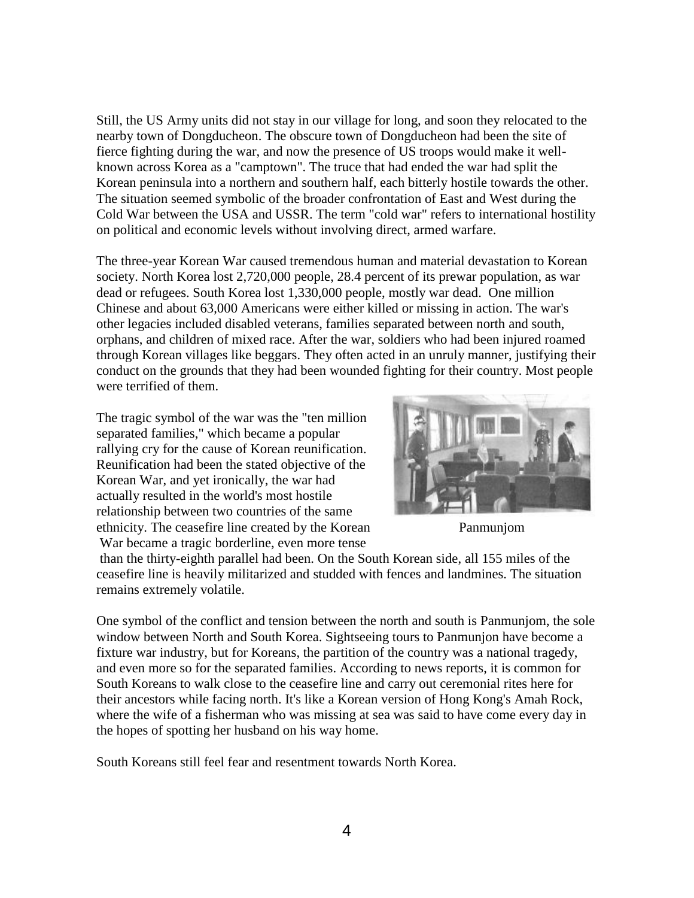Still, the US Army units did not stay in our village for long, and soon they relocated to the nearby town of Dongducheon. The obscure town of Dongducheon had been the site of fierce fighting during the war, and now the presence of US troops would make it well-known across Korea as a "camptown". The truce that had ended the war had split the Korean peninsula into a northern and southern half, each bitterly hostile towards the other. The situation seemed symbolic of the broader confrontation of East and West during the Cold War between the USA and USSR. The term "cold war" refers to international hostility on political and economic levels without involving direct, armed warfare.

The three-year Korean War caused tremendous human and material devastation to Korean society. North Korea lost 2,720,000 people, 28.4 percent of its prewar population, as war dead or refugees. South Korea lost 1,330,000 people, mostly war dead. One million Chinese and about 63,000 Americans were either killed or missing in action. The war's other legacies included disabled veterans, families separated between north and south, orphans, and children of mixed race. After the war, soldiers who had been injured roamed through Korean villages like beggars. They often acted in an unruly manner, justifying their conduct on the grounds that they had been wounded fighting for their country. Most people were terrified of them.

The tragic symbol of the war was the "ten million separated families," which became a popular rallying cry for the cause of Korean reunification. Reunification had been the stated objective of the Korean War, and yet ironically, the war had actually resulted in the world's most hostile relationship between two countries of the same ethnicity. The ceasefire line created by the Korean War became a tragic borderline, even more tense than the thirty-eighth parallel had been. On the South Korean side, all 155 miles of the ceasefire line is heavily militarized and studded with fences and landmines. The situation remains extremely volatile.

Panmunjom

One symbol of the conflict and tension between the north and south is Panmunjom, the sole window between North and South Korea. Sightseeing tours to Panmunjon have become a fixture war industry, but for Koreans, the partition of the country was a national tragedy, and even more so for the separated families. According to news reports, it is common for South Koreans to walk close to the ceasefire line and carry out ceremonial rites here for their ancestors while facing north. It's like a Korean version of Hong Kong's Amah Rock, where the wife of a fisherman who was missing at sea was said to have come every day in the hopes of spotting her husband on his way home.

South Koreans still feel fear and resentment towards North Korea.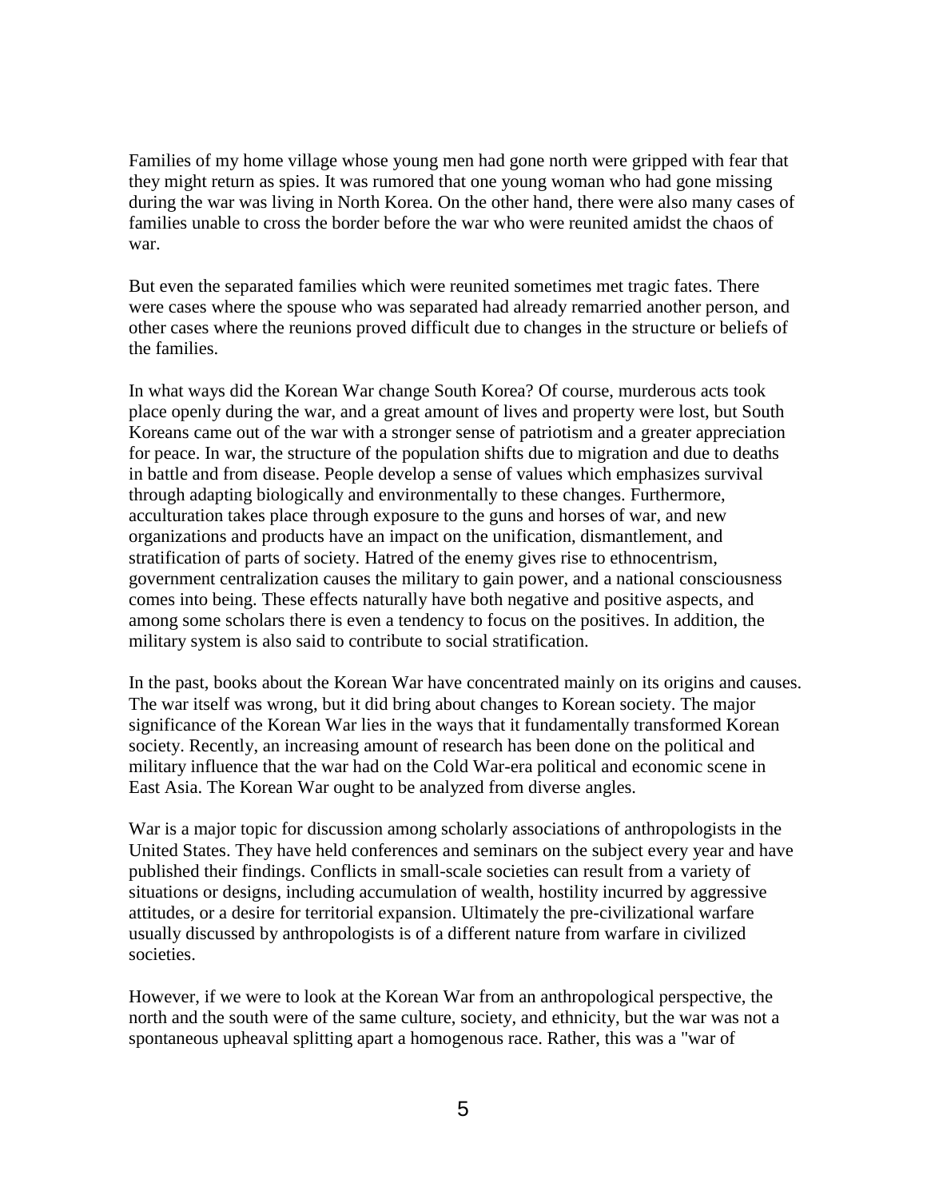Families of my home village whose young men had gone north were gripped with fear that they might return as spies. It was rumored that one young woman who had gone missing during the war was living in North Korea. On the other hand, there were also many cases of families unable to cross the border before the war who were reunited amidst the chaos of war.

But even the separated families which were reunited sometimes met tragic fates. There were cases where the spouse who was separated had already remarried another person, and other cases where the reunions proved difficult due to changes in the structure or beliefs of the families.

In what ways did the Korean War change South Korea? Of course, murderous acts took place openly during the war, and a great amount of lives and property were lost, but South Koreans came out of the war with a stronger sense of patriotism and a greater appreciation for peace. In war, the structure of the population shifts due to migration and due to deaths in battle and from disease. People develop a sense of values which emphasizes survival through adapting biologically and environmentally to these changes. Furthermore, acculturation takes place through exposure to the guns and horses of war, and new organizations and products have an impact on the unification, dismantlement, and stratification of parts of society. Hatred of the enemy gives rise to ethnocentrism, government centralization causes the military to gain power, and a national consciousness comes into being. These effects naturally have both negative and positive aspects, and among some scholars there is even a tendency to focus on the positives. In addition, the military system is also said to contribute to social stratification.

In the past, books about the Korean War have concentrated mainly on its origins and causes. The war itself was wrong, but it did bring about changes to Korean society. The major significance of the Korean War lies in the ways that it fundamentally transformed Korean society. Recently, an increasing amount of research has been done on the political and military influence that the war had on the Cold War-era political and economic scene in East Asia. The Korean War ought to be analyzed from diverse angles.

War is a major topic for discussion among scholarly associations of anthropologists in the United States. They have held conferences and seminars on the subject every year and have published their findings. Conflicts in small-scale societies can result from a variety of situations or designs, including accumulation of wealth, hostility incurred by aggressive attitudes, or a desire for territorial expansion. Ultimately the pre-civilizational warfare usually discussed by anthropologists is of a different nature from warfare in civilized societies.

However, if we were to look at the Korean War from an anthropological perspective, the north and the south were of the same culture, society, and ethnicity, but the war was not a spontaneous upheaval splitting apart a homogenous race. Rather, this was a "war of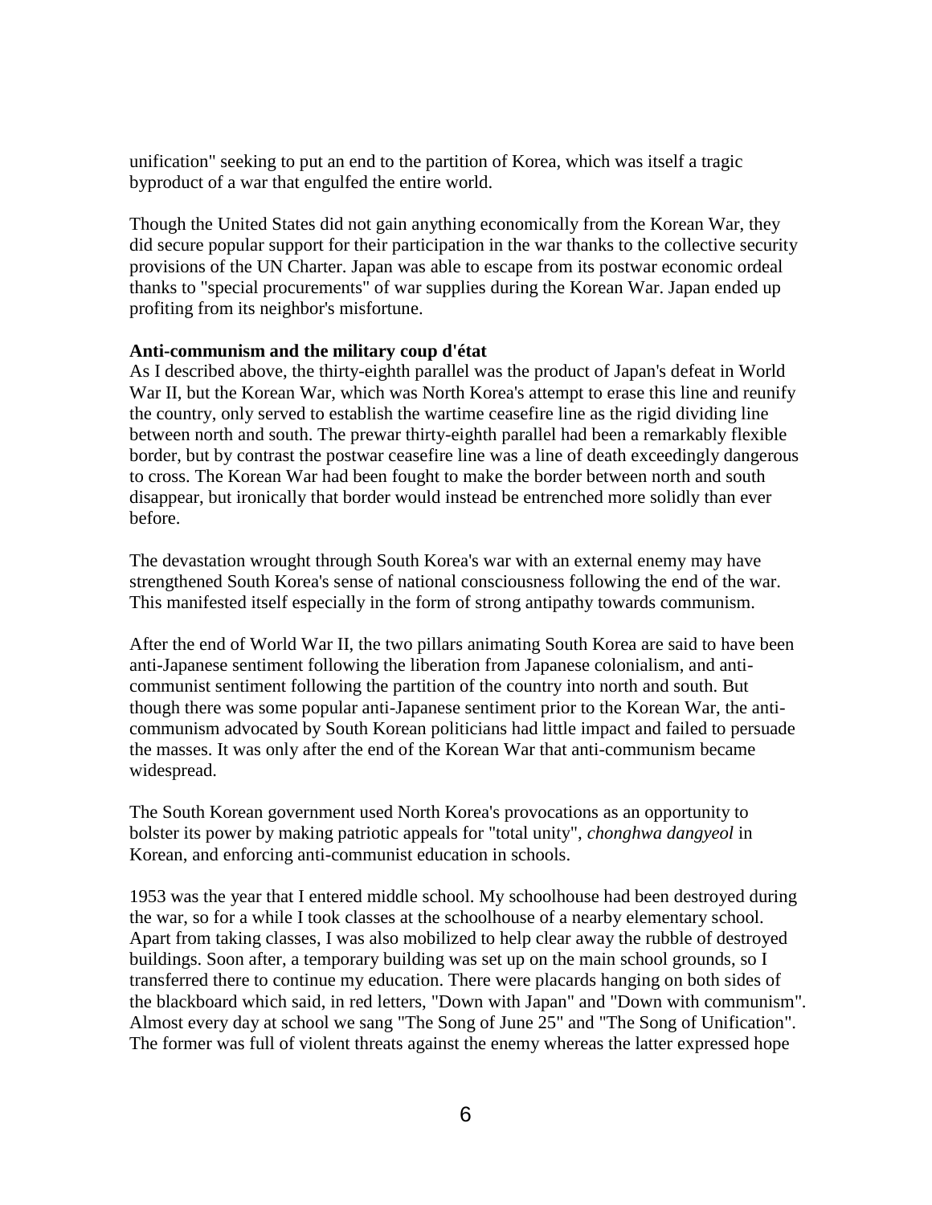unification" seeking to put an end to the partition of Korea, which was itself a tragic byproduct of a war that engulfed the entire world.

Though the United States did not gain anything economically from the Korean War, they did secure popular support for their participation in the war thanks to the collective security provisions of the UN Charter. Japan was able to escape from its postwar economic ordeal thanks to "special procurements" of war supplies during the Korean War. Japan ended up profiting from its neighbor's misfortune.

**Anti-communism and the military coup d'état**

As I described above, the thirty-eighth parallel was the product of Japan's defeat in World War II, but the Korean War, which was North Korea's attempt to erase this line and reunify the country, only served to establish the wartime ceasefire line as the rigid dividing line between north and south. The prewar thirty-eighth parallel had been a remarkably flexible border, but by contrast the postwar ceasefire line was a line of death exceedingly dangerous to cross. The Korean War had been fought to make the border between north and south disappear, but ironically that border would instead be entrenched more solidly than ever before.

The devastation wrought through South Korea's war with an external enemy may have strengthened South Korea's sense of national consciousness following the end of the war. This manifested itself especially in the form of strong antipathy towards communism.

After the end of World War II, the two pillars animating South Korea are said to have been anti-Japanese sentiment following the liberation from Japanese colonialism, and anti-communist sentiment following the partition of the country into north and south. But though there was some popular anti-Japanese sentiment prior to the Korean War, the anti-communism advocated by South Korean politicians had little impact and failed to persuade the masses. It was only after the end of the Korean War that anti-communism became widespread.

The South Korean government used North Korea's provocations as an opportunity to bolster its power by making patriotic appeals for "total unity", *chonghwa dangyeol* in Korean, and enforcing anti-communist education in schools.

1953 was the year that I entered middle school. My schoolhouse had been destroyed during the war, so for a while I took classes at the schoolhouse of a nearby elementary school. Apart from taking classes, I was also mobilized to help clear away the rubble of destroyed buildings. Soon after, a temporary building was set up on the main school grounds, so I transferred there to continue my education. There were placards hanging on both sides of the blackboard which said, in red letters, "Down with Japan" and "Down with communism". Almost every day at school we sang "The Song of June 25" and "The Song of Unification". The former was full of violent threats against the enemy whereas the latter expressed hope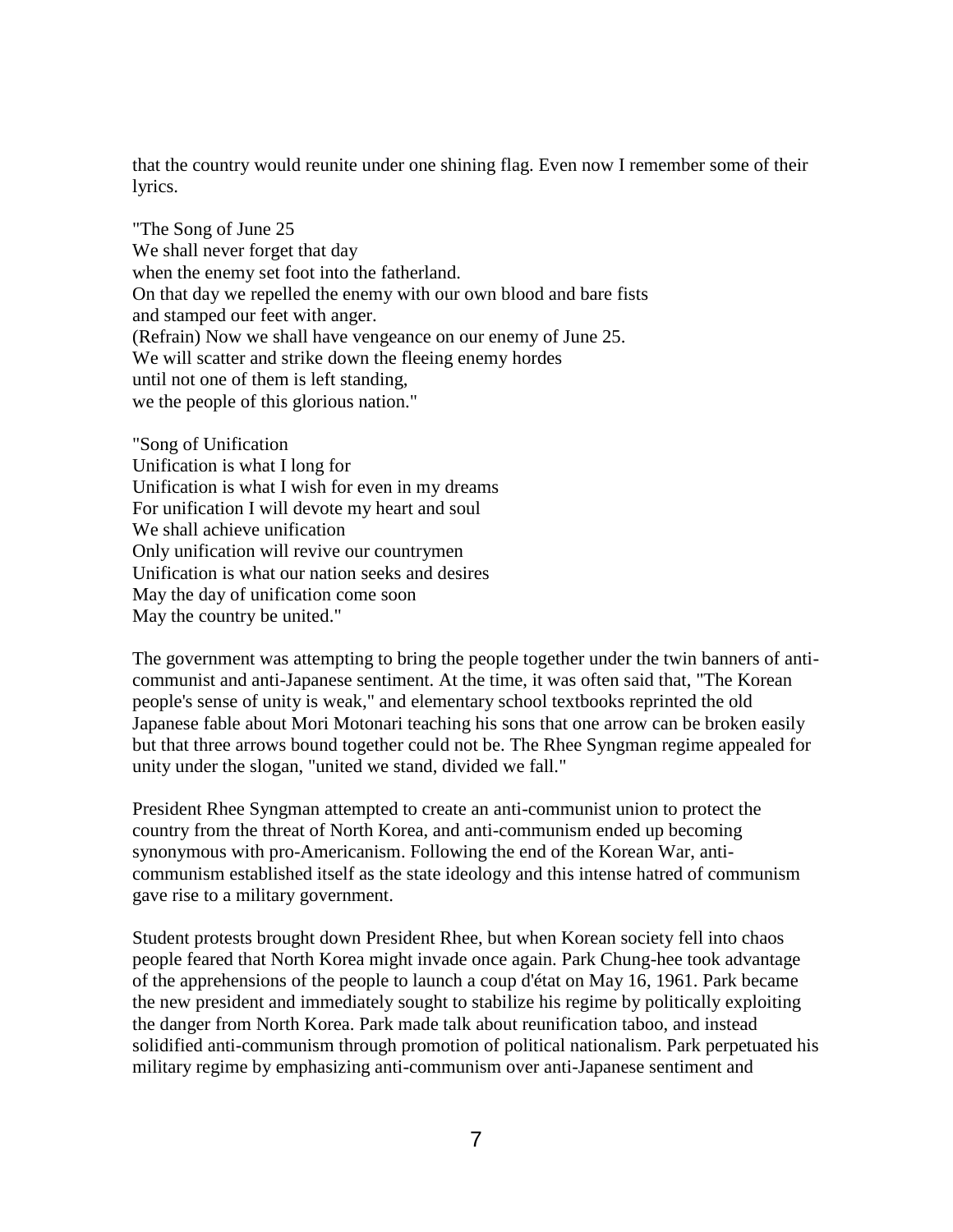that the country would reunite under one shining flag. Even now I remember some of their lyrics.

"The Song of June 25  
We shall never forget that day  
when the enemy set foot into the fatherland.  
On that day we repelled the enemy with our own blood and bare fists  
and stamped our feet with anger.  
(Refrain) Now we shall have vengeance on our enemy of June 25.  
We will scatter and strike down the fleeing enemy hordes  
until not one of them is left standing,  
we the people of this glorious nation."

"Song of Unification  
Unification is what I long for  
Unification is what I wish for even in my dreams  
For unification I will devote my heart and soul  
We shall achieve unification  
Only unification will revive our countrymen  
Unification is what our nation seeks and desires  
May the day of unification come soon  
May the country be united."

The government was attempting to bring the people together under the twin banners of anti-communist and anti-Japanese sentiment. At the time, it was often said that, "The Korean people's sense of unity is weak," and elementary school textbooks reprinted the old Japanese fable about Mori Motonari teaching his sons that one arrow can be broken easily but that three arrows bound together could not be. The Rhee Syngman regime appealed for unity under the slogan, "united we stand, divided we fall."

President Rhee Syngman attempted to create an anti-communist union to protect the country from the threat of North Korea, and anti-communism ended up becoming synonymous with pro-Americanism. Following the end of the Korean War, anti-communism established itself as the state ideology and this intense hatred of communism gave rise to a military government.

Student protests brought down President Rhee, but when Korean society fell into chaos people feared that North Korea might invade once again. Park Chung-hee took advantage of the apprehensions of the people to launch a coup d'état on May 16, 1961. Park became the new president and immediately sought to stabilize his regime by politically exploiting the danger from North Korea. Park made talk about reunification taboo, and instead solidified anti-communism through promotion of political nationalism. Park perpetuated his military regime by emphasizing anti-communism over anti-Japanese sentiment and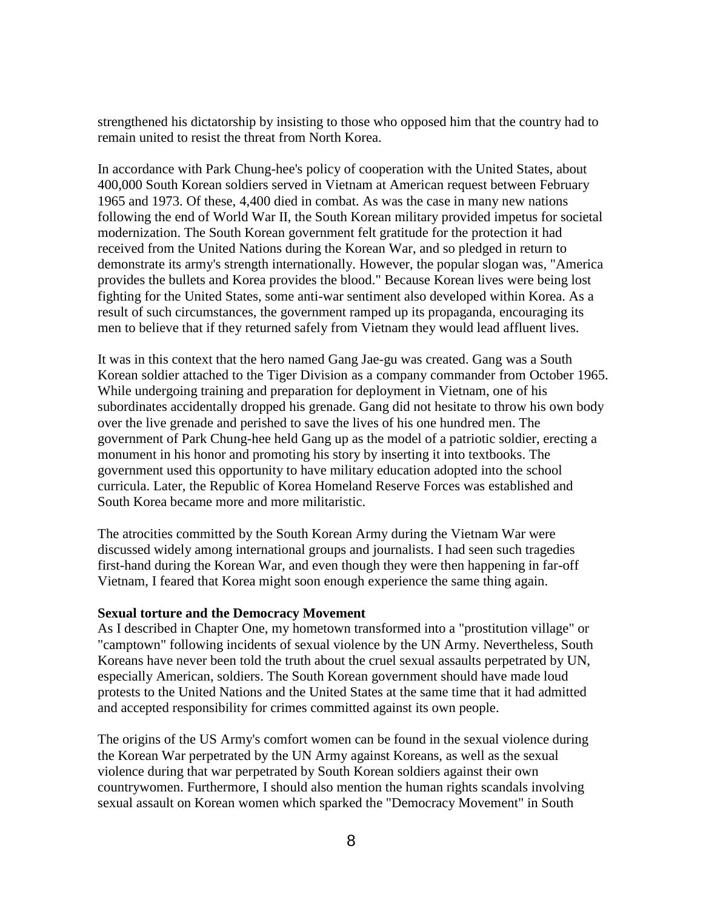strengthened his dictatorship by insisting to those who opposed him that the country had to remain united to resist the threat from North Korea.

In accordance with Park Chung-hee's policy of cooperation with the United States, about 400,000 South Korean soldiers served in Vietnam at American request between February 1965 and 1973. Of these, 4,400 died in combat. As was the case in many new nations following the end of World War II, the South Korean military provided impetus for societal modernization. The South Korean government felt gratitude for the protection it had received from the United Nations during the Korean War, and so pledged in return to demonstrate its army's strength internationally. However, the popular slogan was, "America provides the bullets and Korea provides the blood." Because Korean lives were being lost fighting for the United States, some anti-war sentiment also developed within Korea. As a result of such circumstances, the government ramped up its propaganda, encouraging its men to believe that if they returned safely from Vietnam they would lead affluent lives.

It was in this context that the hero named Gang Jae-gu was created. Gang was a South Korean soldier attached to the Tiger Division as a company commander from October 1965. While undergoing training and preparation for deployment in Vietnam, one of his subordinates accidentally dropped his grenade. Gang did not hesitate to throw his own body over the live grenade and perished to save the lives of his one hundred men. The government of Park Chung-hee held Gang up as the model of a patriotic soldier, erecting a monument in his honor and promoting his story by inserting it into textbooks. The government used this opportunity to have military education adopted into the school curricula. Later, the Republic of Korea Homeland Reserve Forces was established and South Korea became more and more militaristic.

The atrocities committed by the South Korean Army during the Vietnam War were discussed widely among international groups and journalists. I had seen such tragedies first-hand during the Korean War, and even though they were then happening in far-off Vietnam, I feared that Korea might soon enough experience the same thing again.

**Sexual torture and the Democracy Movement**

As I described in Chapter One, my hometown transformed into a "prostitution village" or "camptown" following incidents of sexual violence by the UN Army. Nevertheless, South Koreans have never been told the truth about the cruel sexual assaults perpetrated by UN, especially American, soldiers. The South Korean government should have made loud protests to the United Nations and the United States at the same time that it had admitted and accepted responsibility for crimes committed against its own people.

The origins of the US Army's comfort women can be found in the sexual violence during the Korean War perpetrated by the UN Army against Koreans, as well as the sexual violence during that war perpetrated by South Korean soldiers against their own countrywomen. Furthermore, I should also mention the human rights scandals involving sexual assault on Korean women which sparked the "Democracy Movement" in South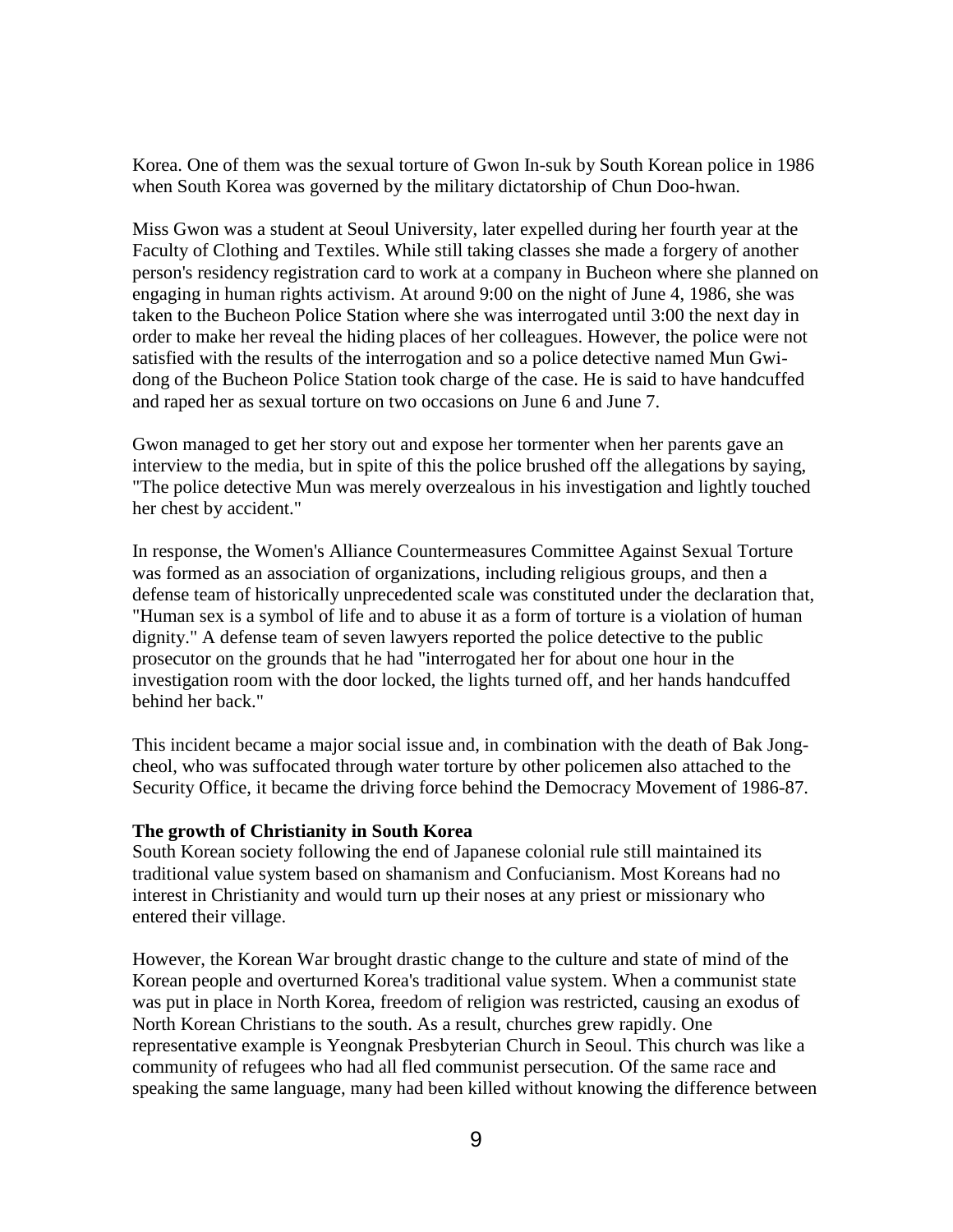Korea. One of them was the sexual torture of Gwon In-suk by South Korean police in 1986 when South Korea was governed by the military dictatorship of Chun Doo-hwan.

Miss Gwon was a student at Seoul University, later expelled during her fourth year at the Faculty of Clothing and Textiles. While still taking classes she made a forgery of another person's residency registration card to work at a company in Bucheon where she planned on engaging in human rights activism. At around 9:00 on the night of June 4, 1986, she was taken to the Bucheon Police Station where she was interrogated until 3:00 the next day in order to make her reveal the hiding places of her colleagues. However, the police were not satisfied with the results of the interrogation and so a police detective named Mun Gwi-dong of the Bucheon Police Station took charge of the case. He is said to have handcuffed and raped her as sexual torture on two occasions on June 6 and June 7.

Gwon managed to get her story out and expose her tormenter when her parents gave an interview to the media, but in spite of this the police brushed off the allegations by saying, "The police detective Mun was merely overzealous in his investigation and lightly touched her chest by accident."

In response, the Women's Alliance Countermeasures Committee Against Sexual Torture was formed as an association of organizations, including religious groups, and then a defense team of historically unprecedented scale was constituted under the declaration that, "Human sex is a symbol of life and to abuse it as a form of torture is a violation of human dignity." A defense team of seven lawyers reported the police detective to the public prosecutor on the grounds that he had "interrogated her for about one hour in the investigation room with the door locked, the lights turned off, and her hands handcuffed behind her back."

This incident became a major social issue and, in combination with the death of Bak Jong-cheol, who was suffocated through water torture by other policemen also attached to the Security Office, it became the driving force behind the Democracy Movement of 1986-87.

**The growth of Christianity in South Korea**

South Korean society following the end of Japanese colonial rule still maintained its traditional value system based on shamanism and Confucianism. Most Koreans had no interest in Christianity and would turn up their noses at any priest or missionary who entered their village.

However, the Korean War brought drastic change to the culture and state of mind of the Korean people and overturned Korea's traditional value system. When a communist state was put in place in North Korea, freedom of religion was restricted, causing an exodus of North Korean Christians to the south. As a result, churches grew rapidly. One representative example is Yeongnak Presbyterian Church in Seoul. This church was like a community of refugees who had all fled communist persecution. Of the same race and speaking the same language, many had been killed without knowing the difference between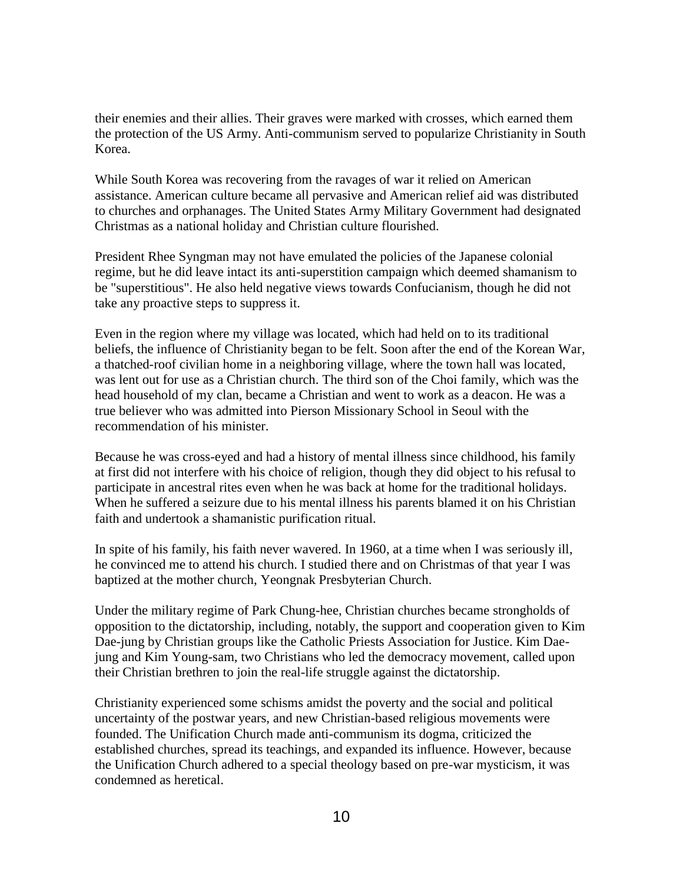their enemies and their allies. Their graves were marked with crosses, which earned them the protection of the US Army. Anti-communism served to popularize Christianity in South Korea.

While South Korea was recovering from the ravages of war it relied on American assistance. American culture became all pervasive and American relief aid was distributed to churches and orphanages. The United States Army Military Government had designated Christmas as a national holiday and Christian culture flourished.

President Rhee Syngman may not have emulated the policies of the Japanese colonial regime, but he did leave intact its anti-superstition campaign which deemed shamanism to be "superstitious". He also held negative views towards Confucianism, though he did not take any proactive steps to suppress it.

Even in the region where my village was located, which had held on to its traditional beliefs, the influence of Christianity began to be felt. Soon after the end of the Korean War, a thatched-roof civilian home in a neighboring village, where the town hall was located, was lent out for use as a Christian church. The third son of the Choi family, which was the head household of my clan, became a Christian and went to work as a deacon. He was a true believer who was admitted into Pierson Missionary School in Seoul with the recommendation of his minister.

Because he was cross-eyed and had a history of mental illness since childhood, his family at first did not interfere with his choice of religion, though they did object to his refusal to participate in ancestral rites even when he was back at home for the traditional holidays. When he suffered a seizure due to his mental illness his parents blamed it on his Christian faith and undertook a shamanistic purification ritual.

In spite of his family, his faith never wavered. In 1960, at a time when I was seriously ill, he convinced me to attend his church. I studied there and on Christmas of that year I was baptized at the mother church, Yeongnak Presbyterian Church.

Under the military regime of Park Chung-hee, Christian churches became strongholds of opposition to the dictatorship, including, notably, the support and cooperation given to Kim Dae-jung by Christian groups like the Catholic Priests Association for Justice. Kim Dae-jung and Kim Young-sam, two Christians who led the democracy movement, called upon their Christian brethren to join the real-life struggle against the dictatorship.

Christianity experienced some schisms amidst the poverty and the social and political uncertainty of the postwar years, and new Christian-based religious movements were founded. The Unification Church made anti-communism its dogma, criticized the established churches, spread its teachings, and expanded its influence. However, because the Unification Church adhered to a special theology based on pre-war mysticism, it was condemned as heretical.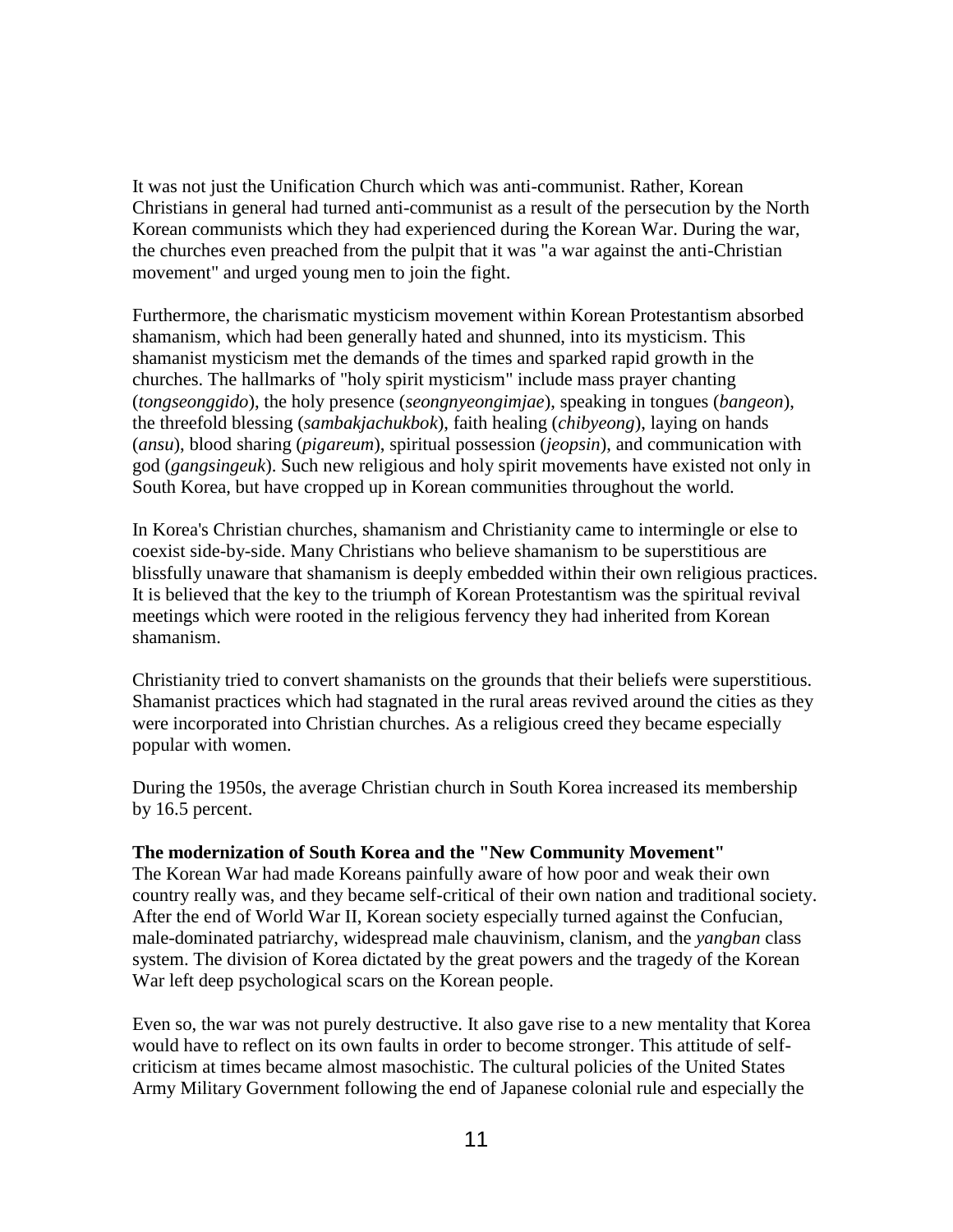It was not just the Unification Church which was anti-communist. Rather, Korean Christians in general had turned anti-communist as a result of the persecution by the North Korean communists which they had experienced during the Korean War. During the war, the churches even preached from the pulpit that it was "a war against the anti-Christian movement" and urged young men to join the fight.

Furthermore, the charismatic mysticism movement within Korean Protestantism absorbed shamanism, which had been generally hated and shunned, into its mysticism. This shamanist mysticism met the demands of the times and sparked rapid growth in the churches. The hallmarks of "holy spirit mysticism" include mass prayer chanting (*tongseonggido*), the holy presence (*seongnyeongimjae*), speaking in tongues (*bangeon*), the threefold blessing (*sambakjachukbok*), faith healing (*chibyeong*), laying on hands (*ansu*), blood sharing (*pigareum*), spiritual possession (*jeopsin*), and communication with god (*gangsingeuk*). Such new religious and holy spirit movements have existed not only in South Korea, but have cropped up in Korean communities throughout the world.

In Korea's Christian churches, shamanism and Christianity came to intermingle or else to coexist side-by-side. Many Christians who believe shamanism to be superstitious are blissfully unaware that shamanism is deeply embedded within their own religious practices. It is believed that the key to the triumph of Korean Protestantism was the spiritual revival meetings which were rooted in the religious fervency they had inherited from Korean shamanism.

Christianity tried to convert shamanists on the grounds that their beliefs were superstitious. Shamanist practices which had stagnated in the rural areas revived around the cities as they were incorporated into Christian churches. As a religious creed they became especially popular with women.

During the 1950s, the average Christian church in South Korea increased its membership by 16.5 percent.

**The modernization of South Korea and the "New Community Movement"**

The Korean War had made Koreans painfully aware of how poor and weak their own country really was, and they became self-critical of their own nation and traditional society. After the end of World War II, Korean society especially turned against the Confucian, male-dominated patriarchy, widespread male chauvinism, clanism, and the *yangban* class system. The division of Korea dictated by the great powers and the tragedy of the Korean War left deep psychological scars on the Korean people.

Even so, the war was not purely destructive. It also gave rise to a new mentality that Korea would have to reflect on its own faults in order to become stronger. This attitude of self-criticism at times became almost masochistic. The cultural policies of the United States Army Military Government following the end of Japanese colonial rule and especially the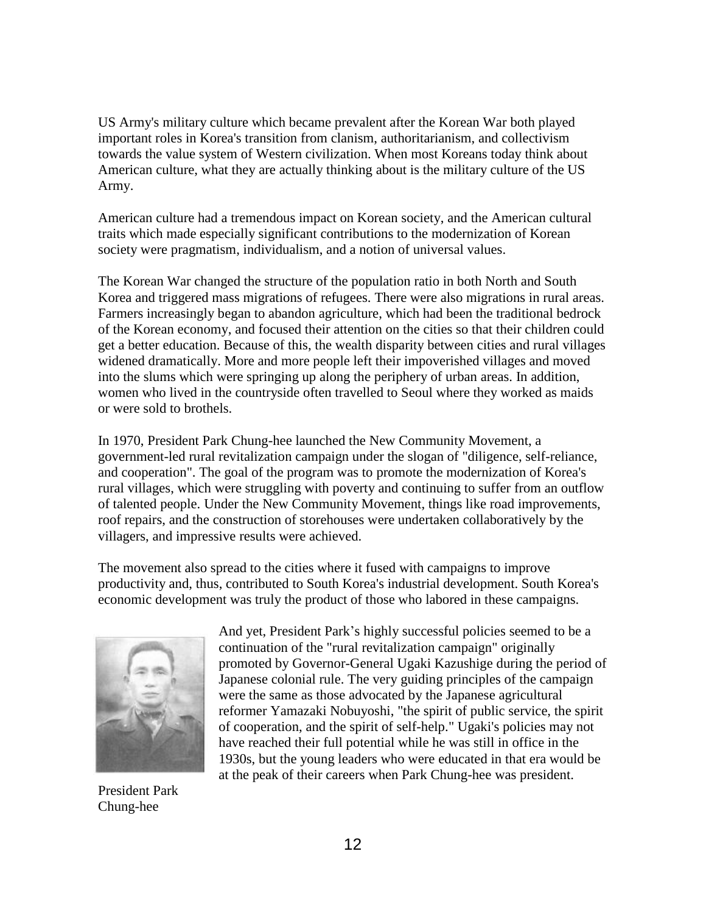US Army's military culture which became prevalent after the Korean War both played important roles in Korea's transition from clanism, authoritarianism, and collectivism towards the value system of Western civilization. When most Koreans today think about American culture, what they are actually thinking about is the military culture of the US Army.

American culture had a tremendous impact on Korean society, and the American cultural traits which made especially significant contributions to the modernization of Korean society were pragmatism, individualism, and a notion of universal values.

The Korean War changed the structure of the population ratio in both North and South Korea and triggered mass migrations of refugees. There were also migrations in rural areas. Farmers increasingly began to abandon agriculture, which had been the traditional bedrock of the Korean economy, and focused their attention on the cities so that their children could get a better education. Because of this, the wealth disparity between cities and rural villages widened dramatically. More and more people left their impoverished villages and moved into the slums which were springing up along the periphery of urban areas. In addition, women who lived in the countryside often travelled to Seoul where they worked as maids or were sold to brothels.

In 1970, President Park Chung-hee launched the New Community Movement, a government-led rural revitalization campaign under the slogan of "diligence, self-reliance, and cooperation". The goal of the program was to promote the modernization of Korea's rural villages, which were struggling with poverty and continuing to suffer from an outflow of talented people. Under the New Community Movement, things like road improvements, roof repairs, and the construction of storehouses were undertaken collaboratively by the villagers, and impressive results were achieved.

The movement also spread to the cities where it fused with campaigns to improve productivity and, thus, contributed to South Korea's industrial development. South Korea's economic development was truly the product of those who labored in these campaigns.

And yet, President Park's highly successful policies seemed to be a continuation of the "rural revitalization campaign" originally promoted by Governor-General Ugaki Kazushige during the period of Japanese colonial rule. The very guiding principles of the campaign were the same as those advocated by the Japanese agricultural reformer Yamazaki Nobuyoshi, "the spirit of public service, the spirit of cooperation, and the spirit of self-help." Ugaki's policies may not have reached their full potential while he was still in office in the 1930s, but the young leaders who were educated in that era would be at the peak of their careers when Park Chung-hee was president.

President Park Chung-hee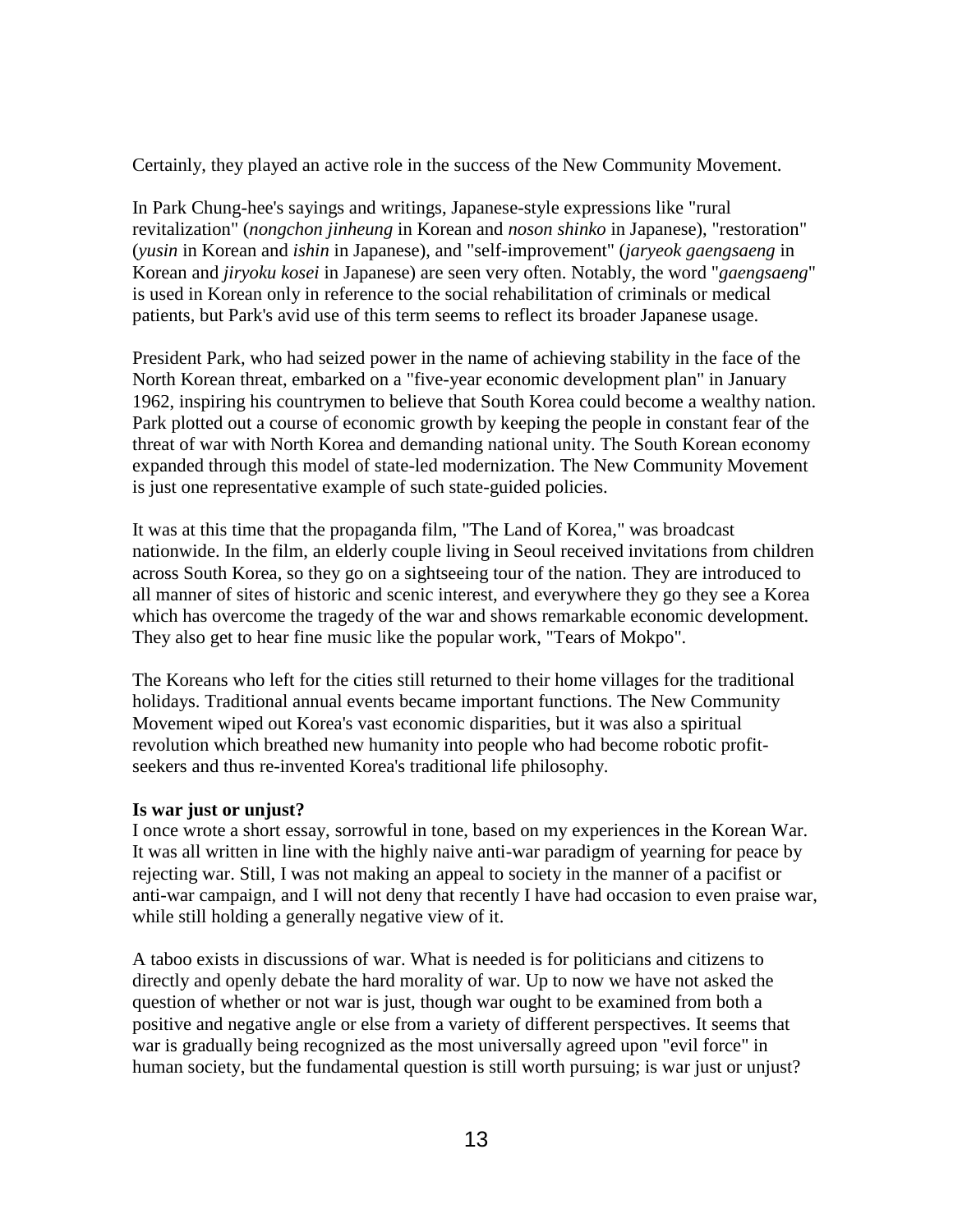Certainly, they played an active role in the success of the New Community Movement.

In Park Chung-hee's sayings and writings, Japanese-style expressions like "rural revitalization" (*nongchon jinheung* in Korean and *noson shinko* in Japanese), "restoration" (*yusin* in Korean and *ishin* in Japanese), and "self-improvement" (*jaryeok gaengsaeng* in Korean and *jiryoku kosei* in Japanese) are seen very often. Notably, the word "*gaengsaeng*" is used in Korean only in reference to the social rehabilitation of criminals or medical patients, but Park's avid use of this term seems to reflect its broader Japanese usage.

President Park, who had seized power in the name of achieving stability in the face of the North Korean threat, embarked on a "five-year economic development plan" in January 1962, inspiring his countrymen to believe that South Korea could become a wealthy nation. Park plotted out a course of economic growth by keeping the people in constant fear of the threat of war with North Korea and demanding national unity. The South Korean economy expanded through this model of state-led modernization. The New Community Movement is just one representative example of such state-guided policies.

It was at this time that the propaganda film, "The Land of Korea," was broadcast nationwide. In the film, an elderly couple living in Seoul received invitations from children across South Korea, so they go on a sightseeing tour of the nation. They are introduced to all manner of sites of historic and scenic interest, and everywhere they go they see a Korea which has overcome the tragedy of the war and shows remarkable economic development. They also get to hear fine music like the popular work, "Tears of Mokpo".

The Koreans who left for the cities still returned to their home villages for the traditional holidays. Traditional annual events became important functions. The New Community Movement wiped out Korea's vast economic disparities, but it was also a spiritual revolution which breathed new humanity into people who had become robotic profit-seekers and thus re-invented Korea's traditional life philosophy.

**Is war just or unjust?**

I once wrote a short essay, sorrowful in tone, based on my experiences in the Korean War. It was all written in line with the highly naive anti-war paradigm of yearning for peace by rejecting war. Still, I was not making an appeal to society in the manner of a pacifist or anti-war campaign, and I will not deny that recently I have had occasion to even praise war, while still holding a generally negative view of it.

A taboo exists in discussions of war. What is needed is for politicians and citizens to directly and openly debate the hard morality of war. Up to now we have not asked the question of whether or not war is just, though war ought to be examined from both a positive and negative angle or else from a variety of different perspectives. It seems that war is gradually being recognized as the most universally agreed upon "evil force" in human society, but the fundamental question is still worth pursuing; is war just or unjust?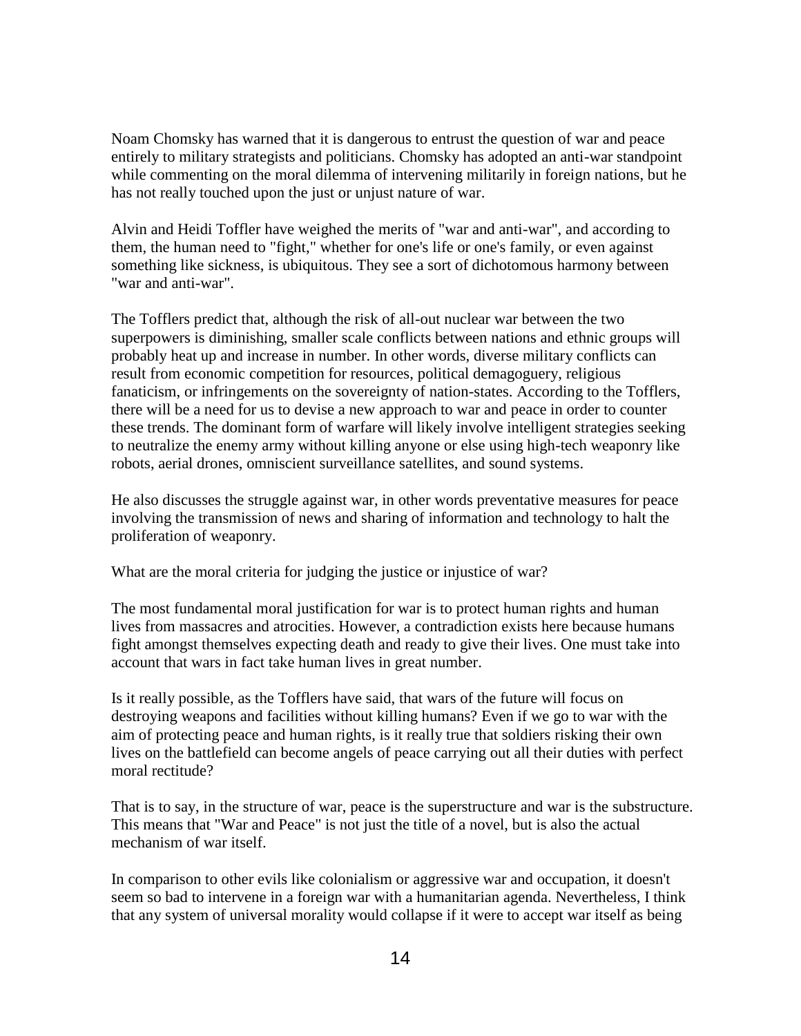Noam Chomsky has warned that it is dangerous to entrust the question of war and peace entirely to military strategists and politicians. Chomsky has adopted an anti-war standpoint while commenting on the moral dilemma of intervening militarily in foreign nations, but he has not really touched upon the just or unjust nature of war.

Alvin and Heidi Toffler have weighed the merits of "war and anti-war", and according to them, the human need to "fight," whether for one's life or one's family, or even against something like sickness, is ubiquitous. They see a sort of dichotomous harmony between "war and anti-war".

The Tofflers predict that, although the risk of all-out nuclear war between the two superpowers is diminishing, smaller scale conflicts between nations and ethnic groups will probably heat up and increase in number. In other words, diverse military conflicts can result from economic competition for resources, political demagoguery, religious fanaticism, or infringements on the sovereignty of nation-states. According to the Tofflers, there will be a need for us to devise a new approach to war and peace in order to counter these trends. The dominant form of warfare will likely involve intelligent strategies seeking to neutralize the enemy army without killing anyone or else using high-tech weaponry like robots, aerial drones, omniscient surveillance satellites, and sound systems.

He also discusses the struggle against war, in other words preventative measures for peace involving the transmission of news and sharing of information and technology to halt the proliferation of weaponry.

What are the moral criteria for judging the justice or injustice of war?

The most fundamental moral justification for war is to protect human rights and human lives from massacres and atrocities. However, a contradiction exists here because humans fight amongst themselves expecting death and ready to give their lives. One must take into account that wars in fact take human lives in great number.

Is it really possible, as the Tofflers have said, that wars of the future will focus on destroying weapons and facilities without killing humans? Even if we go to war with the aim of protecting peace and human rights, is it really true that soldiers risking their own lives on the battlefield can become angels of peace carrying out all their duties with perfect moral rectitude?

That is to say, in the structure of war, peace is the superstructure and war is the substructure. This means that "War and Peace" is not just the title of a novel, but is also the actual mechanism of war itself.

In comparison to other evils like colonialism or aggressive war and occupation, it doesn't seem so bad to intervene in a foreign war with a humanitarian agenda. Nevertheless, I think that any system of universal morality would collapse if it were to accept war itself as being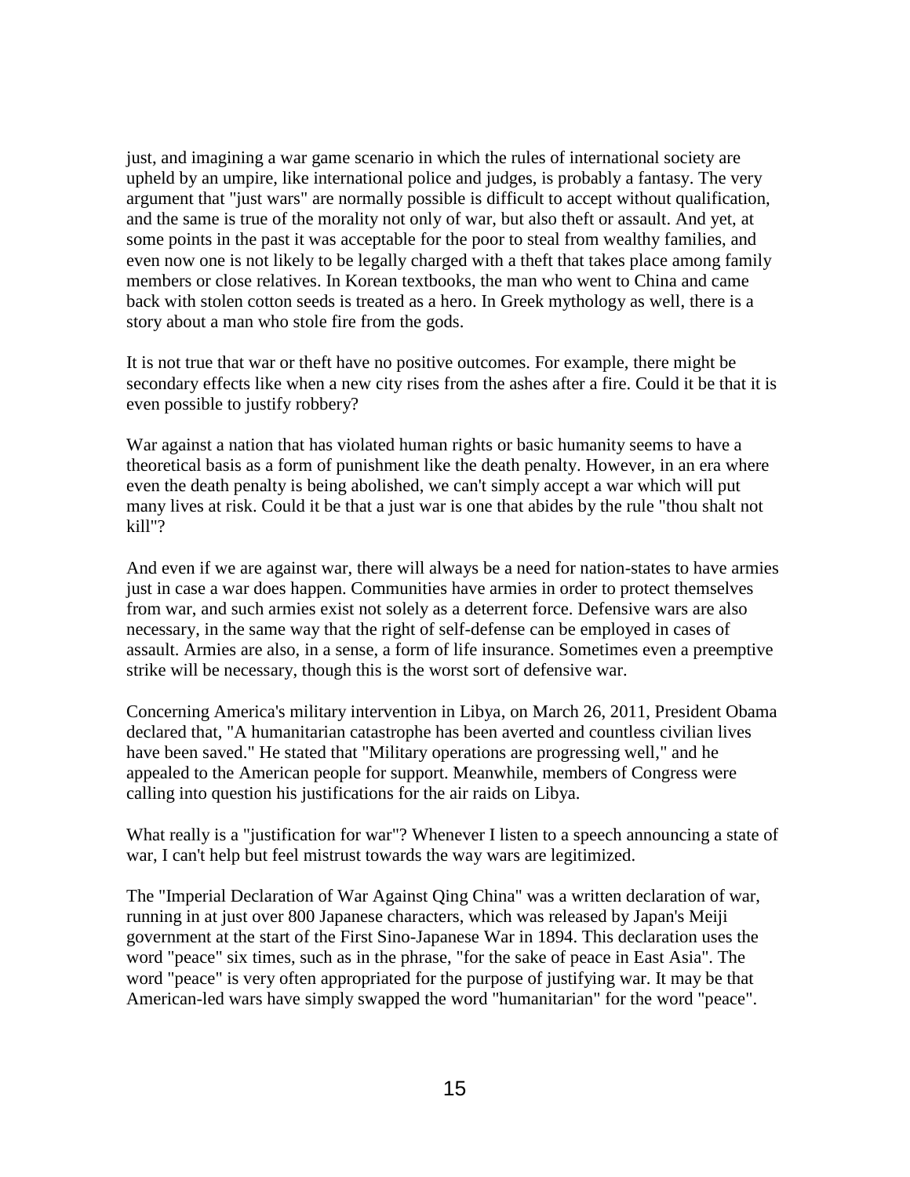just, and imagining a war game scenario in which the rules of international society are upheld by an umpire, like international police and judges, is probably a fantasy. The very argument that "just wars" are normally possible is difficult to accept without qualification, and the same is true of the morality not only of war, but also theft or assault. And yet, at some points in the past it was acceptable for the poor to steal from wealthy families, and even now one is not likely to be legally charged with a theft that takes place among family members or close relatives. In Korean textbooks, the man who went to China and came back with stolen cotton seeds is treated as a hero. In Greek mythology as well, there is a story about a man who stole fire from the gods.

It is not true that war or theft have no positive outcomes. For example, there might be secondary effects like when a new city rises from the ashes after a fire. Could it be that it is even possible to justify robbery?

War against a nation that has violated human rights or basic humanity seems to have a theoretical basis as a form of punishment like the death penalty. However, in an era where even the death penalty is being abolished, we can't simply accept a war which will put many lives at risk. Could it be that a just war is one that abides by the rule "thou shalt not kill"?

And even if we are against war, there will always be a need for nation-states to have armies just in case a war does happen. Communities have armies in order to protect themselves from war, and such armies exist not solely as a deterrent force. Defensive wars are also necessary, in the same way that the right of self-defense can be employed in cases of assault. Armies are also, in a sense, a form of life insurance. Sometimes even a preemptive strike will be necessary, though this is the worst sort of defensive war.

Concerning America's military intervention in Libya, on March 26, 2011, President Obama declared that, "A humanitarian catastrophe has been averted and countless civilian lives have been saved." He stated that "Military operations are progressing well," and he appealed to the American people for support. Meanwhile, members of Congress were calling into question his justifications for the air raids on Libya.

What really is a "justification for war"? Whenever I listen to a speech announcing a state of war, I can't help but feel mistrust towards the way wars are legitimized.

The "Imperial Declaration of War Against Qing China" was a written declaration of war, running in at just over 800 Japanese characters, which was released by Japan's Meiji government at the start of the First Sino-Japanese War in 1894. This declaration uses the word "peace" six times, such as in the phrase, "for the sake of peace in East Asia". The word "peace" is very often appropriated for the purpose of justifying war. It may be that American-led wars have simply swapped the word "humanitarian" for the word "peace".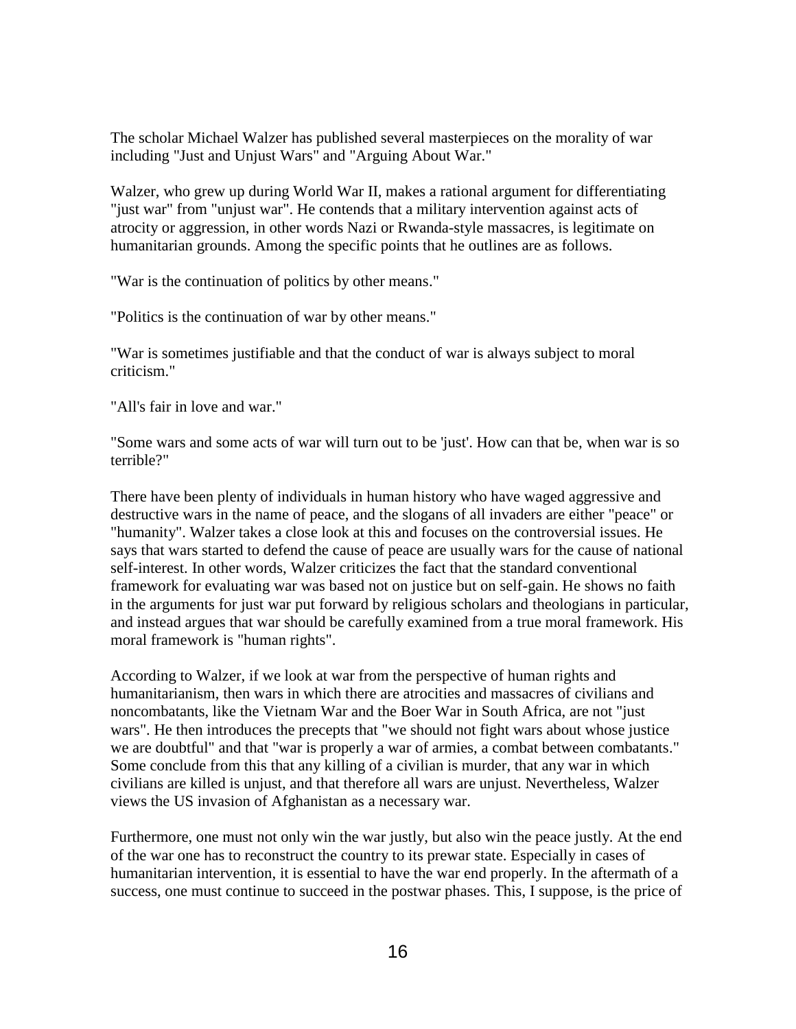The scholar Michael Walzer has published several masterpieces on the morality of war including "Just and Unjust Wars" and "Arguing About War."

Walzer, who grew up during World War II, makes a rational argument for differentiating "just war" from "unjust war". He contends that a military intervention against acts of atrocity or aggression, in other words Nazi or Rwanda-style massacres, is legitimate on humanitarian grounds. Among the specific points that he outlines are as follows.

"War is the continuation of politics by other means."

"Politics is the continuation of war by other means."

"War is sometimes justifiable and that the conduct of war is always subject to moral criticism."

"All's fair in love and war."

"Some wars and some acts of war will turn out to be 'just'. How can that be, when war is so terrible?"

There have been plenty of individuals in human history who have waged aggressive and destructive wars in the name of peace, and the slogans of all invaders are either "peace" or "humanity". Walzer takes a close look at this and focuses on the controversial issues. He says that wars started to defend the cause of peace are usually wars for the cause of national self-interest. In other words, Walzer criticizes the fact that the standard conventional framework for evaluating war was based not on justice but on self-gain. He shows no faith in the arguments for just war put forward by religious scholars and theologians in particular, and instead argues that war should be carefully examined from a true moral framework. His moral framework is "human rights".

According to Walzer, if we look at war from the perspective of human rights and humanitarianism, then wars in which there are atrocities and massacres of civilians and noncombatants, like the Vietnam War and the Boer War in South Africa, are not "just wars". He then introduces the precepts that "we should not fight wars about whose justice we are doubtful" and that "war is properly a war of armies, a combat between combatants." Some conclude from this that any killing of a civilian is murder, that any war in which civilians are killed is unjust, and that therefore all wars are unjust. Nevertheless, Walzer views the US invasion of Afghanistan as a necessary war.

Furthermore, one must not only win the war justly, but also win the peace justly. At the end of the war one has to reconstruct the country to its prewar state. Especially in cases of humanitarian intervention, it is essential to have the war end properly. In the aftermath of a success, one must continue to succeed in the postwar phases. This, I suppose, is the price of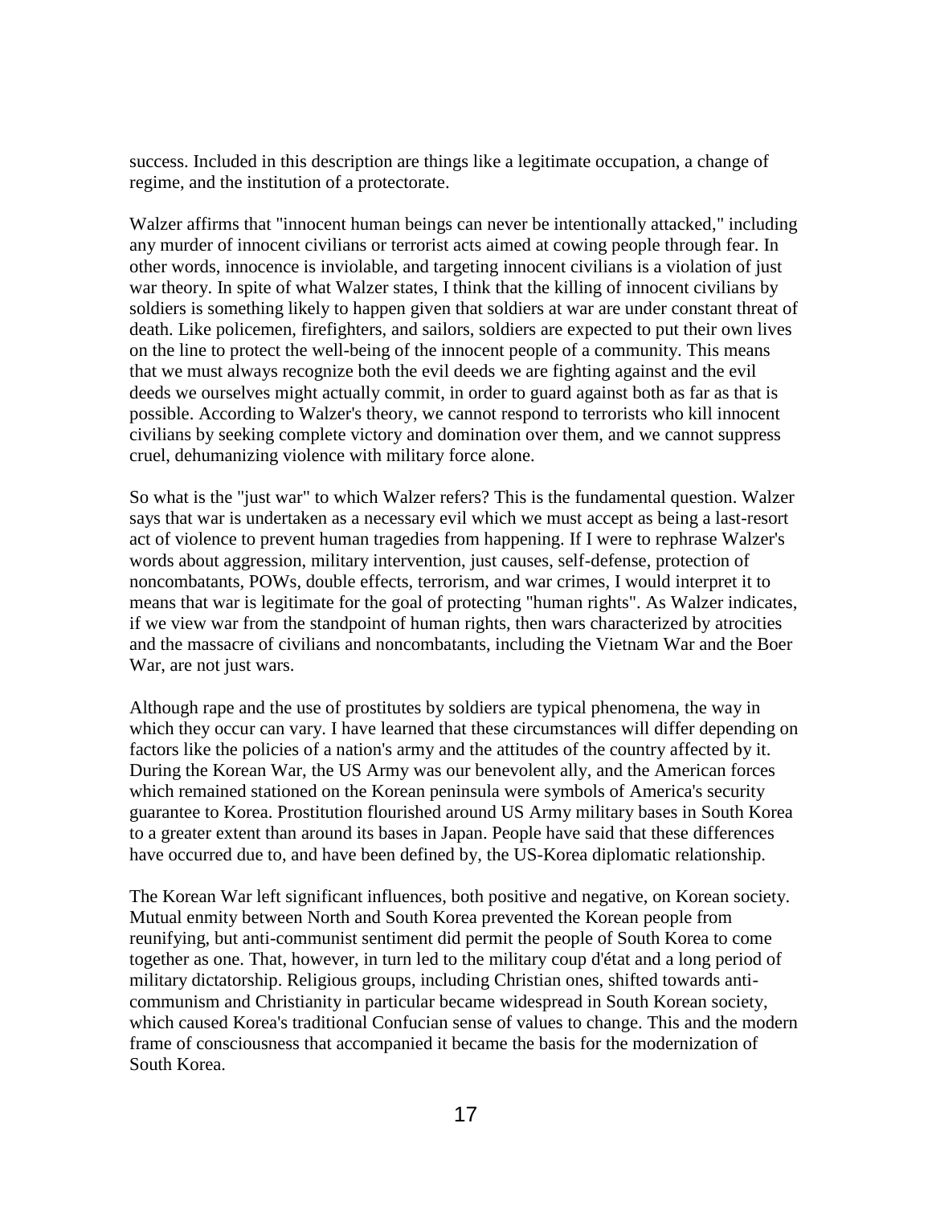success. Included in this description are things like a legitimate occupation, a change of regime, and the institution of a protectorate.

Walzer affirms that "innocent human beings can never be intentionally attacked," including any murder of innocent civilians or terrorist acts aimed at cowing people through fear. In other words, innocence is inviolable, and targeting innocent civilians is a violation of just war theory. In spite of what Walzer states, I think that the killing of innocent civilians by soldiers is something likely to happen given that soldiers at war are under constant threat of death. Like policemen, firefighters, and sailors, soldiers are expected to put their own lives on the line to protect the well-being of the innocent people of a community. This means that we must always recognize both the evil deeds we are fighting against and the evil deeds we ourselves might actually commit, in order to guard against both as far as that is possible. According to Walzer's theory, we cannot respond to terrorists who kill innocent civilians by seeking complete victory and domination over them, and we cannot suppress cruel, dehumanizing violence with military force alone.

So what is the "just war" to which Walzer refers? This is the fundamental question. Walzer says that war is undertaken as a necessary evil which we must accept as being a last-resort act of violence to prevent human tragedies from happening. If I were to rephrase Walzer's words about aggression, military intervention, just causes, self-defense, protection of noncombatants, POWs, double effects, terrorism, and war crimes, I would interpret it to means that war is legitimate for the goal of protecting "human rights". As Walzer indicates, if we view war from the standpoint of human rights, then wars characterized by atrocities and the massacre of civilians and noncombatants, including the Vietnam War and the Boer War, are not just wars.

Although rape and the use of prostitutes by soldiers are typical phenomena, the way in which they occur can vary. I have learned that these circumstances will differ depending on factors like the policies of a nation's army and the attitudes of the country affected by it. During the Korean War, the US Army was our benevolent ally, and the American forces which remained stationed on the Korean peninsula were symbols of America's security guarantee to Korea. Prostitution flourished around US Army military bases in South Korea to a greater extent than around its bases in Japan. People have said that these differences have occurred due to, and have been defined by, the US-Korea diplomatic relationship.

The Korean War left significant influences, both positive and negative, on Korean society. Mutual enmity between North and South Korea prevented the Korean people from reunifying, but anti-communist sentiment did permit the people of South Korea to come together as one. That, however, in turn led to the military coup d'état and a long period of military dictatorship. Religious groups, including Christian ones, shifted towards anti-communism and Christianity in particular became widespread in South Korean society, which caused Korea's traditional Confucian sense of values to change. This and the modern frame of consciousness that accompanied it became the basis for the modernization of South Korea.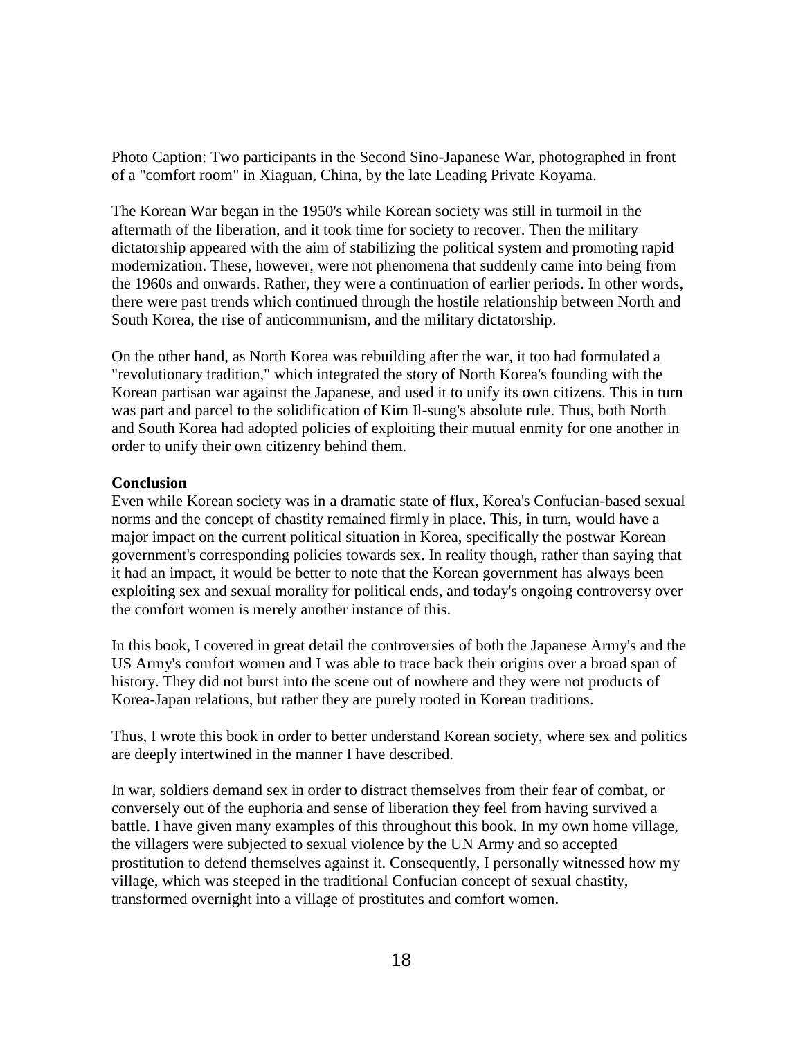Photo Caption: Two participants in the Second Sino-Japanese War, photographed in front of a "comfort room" in Xiaguan, China, by the late Leading Private Koyama.

The Korean War began in the 1950's while Korean society was still in turmoil in the aftermath of the liberation, and it took time for society to recover. Then the military dictatorship appeared with the aim of stabilizing the political system and promoting rapid modernization. These, however, were not phenomena that suddenly came into being from the 1960s and onwards. Rather, they were a continuation of earlier periods. In other words, there were past trends which continued through the hostile relationship between North and South Korea, the rise of anticommunism, and the military dictatorship.

On the other hand, as North Korea was rebuilding after the war, it too had formulated a "revolutionary tradition," which integrated the story of North Korea's founding with the Korean partisan war against the Japanese, and used it to unify its own citizens. This in turn was part and parcel to the solidification of Kim Il-sung's absolute rule. Thus, both North and South Korea had adopted policies of exploiting their mutual enmity for one another in order to unify their own citizenry behind them.

**Conclusion**

Even while Korean society was in a dramatic state of flux, Korea's Confucian-based sexual norms and the concept of chastity remained firmly in place. This, in turn, would have a major impact on the current political situation in Korea, specifically the postwar Korean government's corresponding policies towards sex. In reality though, rather than saying that it had an impact, it would be better to note that the Korean government has always been exploiting sex and sexual morality for political ends, and today's ongoing controversy over the comfort women is merely another instance of this.

In this book, I covered in great detail the controversies of both the Japanese Army's and the US Army's comfort women and I was able to trace back their origins over a broad span of history. They did not burst into the scene out of nowhere and they were not products of Korea-Japan relations, but rather they are purely rooted in Korean traditions.

Thus, I wrote this book in order to better understand Korean society, where sex and politics are deeply intertwined in the manner I have described.

In war, soldiers demand sex in order to distract themselves from their fear of combat, or conversely out of the euphoria and sense of liberation they feel from having survived a battle. I have given many examples of this throughout this book. In my own home village, the villagers were subjected to sexual violence by the UN Army and so accepted prostitution to defend themselves against it. Consequently, I personally witnessed how my village, which was steeped in the traditional Confucian concept of sexual chastity, transformed overnight into a village of prostitutes and comfort women.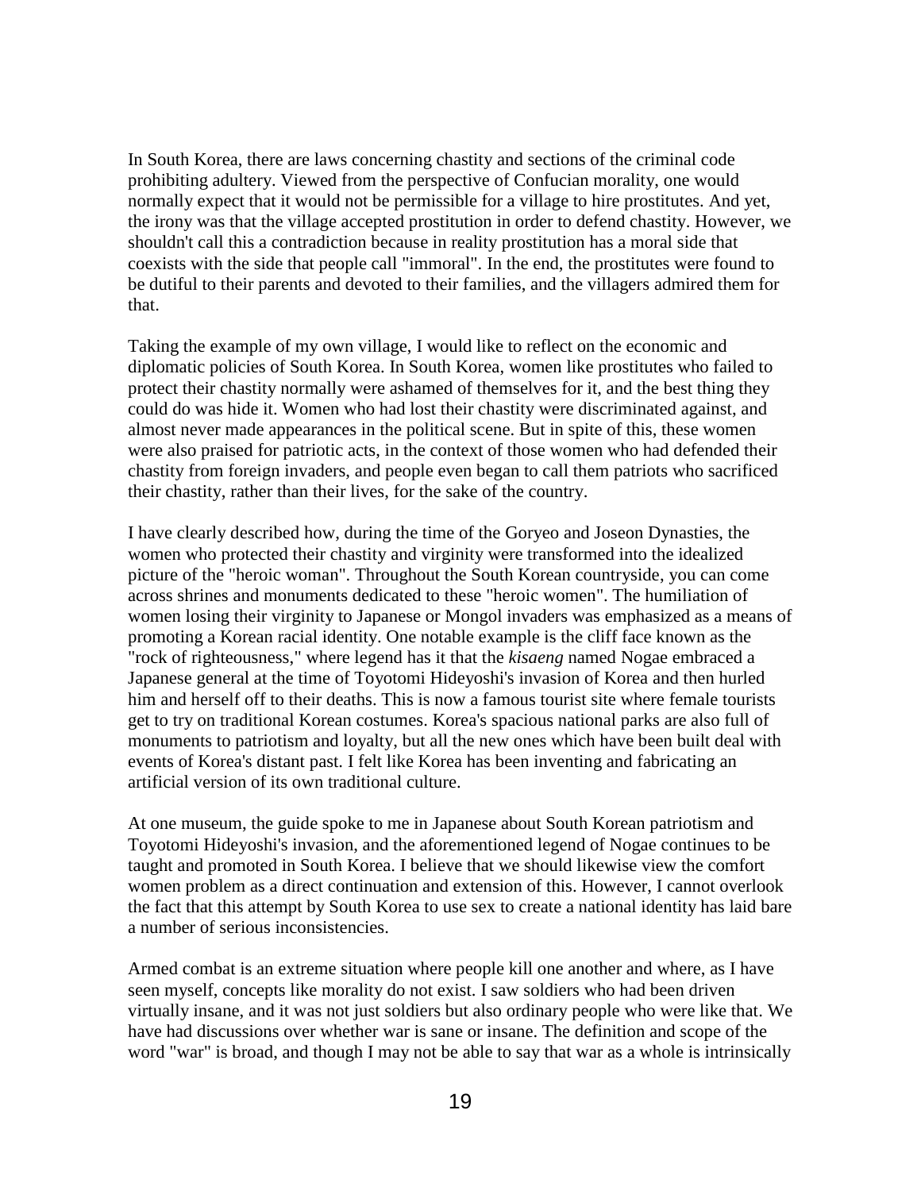In South Korea, there are laws concerning chastity and sections of the criminal code prohibiting adultery. Viewed from the perspective of Confucian morality, one would normally expect that it would not be permissible for a village to hire prostitutes. And yet, the irony was that the village accepted prostitution in order to defend chastity. However, we shouldn't call this a contradiction because in reality prostitution has a moral side that coexists with the side that people call "immoral". In the end, the prostitutes were found to be dutiful to their parents and devoted to their families, and the villagers admired them for that.

Taking the example of my own village, I would like to reflect on the economic and diplomatic policies of South Korea. In South Korea, women like prostitutes who failed to protect their chastity normally were ashamed of themselves for it, and the best thing they could do was hide it. Women who had lost their chastity were discriminated against, and almost never made appearances in the political scene. But in spite of this, these women were also praised for patriotic acts, in the context of those women who had defended their chastity from foreign invaders, and people even began to call them patriots who sacrificed their chastity, rather than their lives, for the sake of the country.

I have clearly described how, during the time of the Goryeo and Joseon Dynasties, the women who protected their chastity and virginity were transformed into the idealized picture of the "heroic woman". Throughout the South Korean countryside, you can come across shrines and monuments dedicated to these "heroic women". The humiliation of women losing their virginity to Japanese or Mongol invaders was emphasized as a means of promoting a Korean racial identity. One notable example is the cliff face known as the "rock of righteousness," where legend has it that the *kisaeng* named Nogae embraced a Japanese general at the time of Toyotomi Hideyoshi's invasion of Korea and then hurled him and herself off to their deaths. This is now a famous tourist site where female tourists get to try on traditional Korean costumes. Korea's spacious national parks are also full of monuments to patriotism and loyalty, but all the new ones which have been built deal with events of Korea's distant past. I felt like Korea has been inventing and fabricating an artificial version of its own traditional culture.

At one museum, the guide spoke to me in Japanese about South Korean patriotism and Toyotomi Hideyoshi's invasion, and the aforementioned legend of Nogae continues to be taught and promoted in South Korea. I believe that we should likewise view the comfort women problem as a direct continuation and extension of this. However, I cannot overlook the fact that this attempt by South Korea to use sex to create a national identity has laid bare a number of serious inconsistencies.

Armed combat is an extreme situation where people kill one another and where, as I have seen myself, concepts like morality do not exist. I saw soldiers who had been driven virtually insane, and it was not just soldiers but also ordinary people who were like that. We have had discussions over whether war is sane or insane. The definition and scope of the word "war" is broad, and though I may not be able to say that war as a whole is intrinsically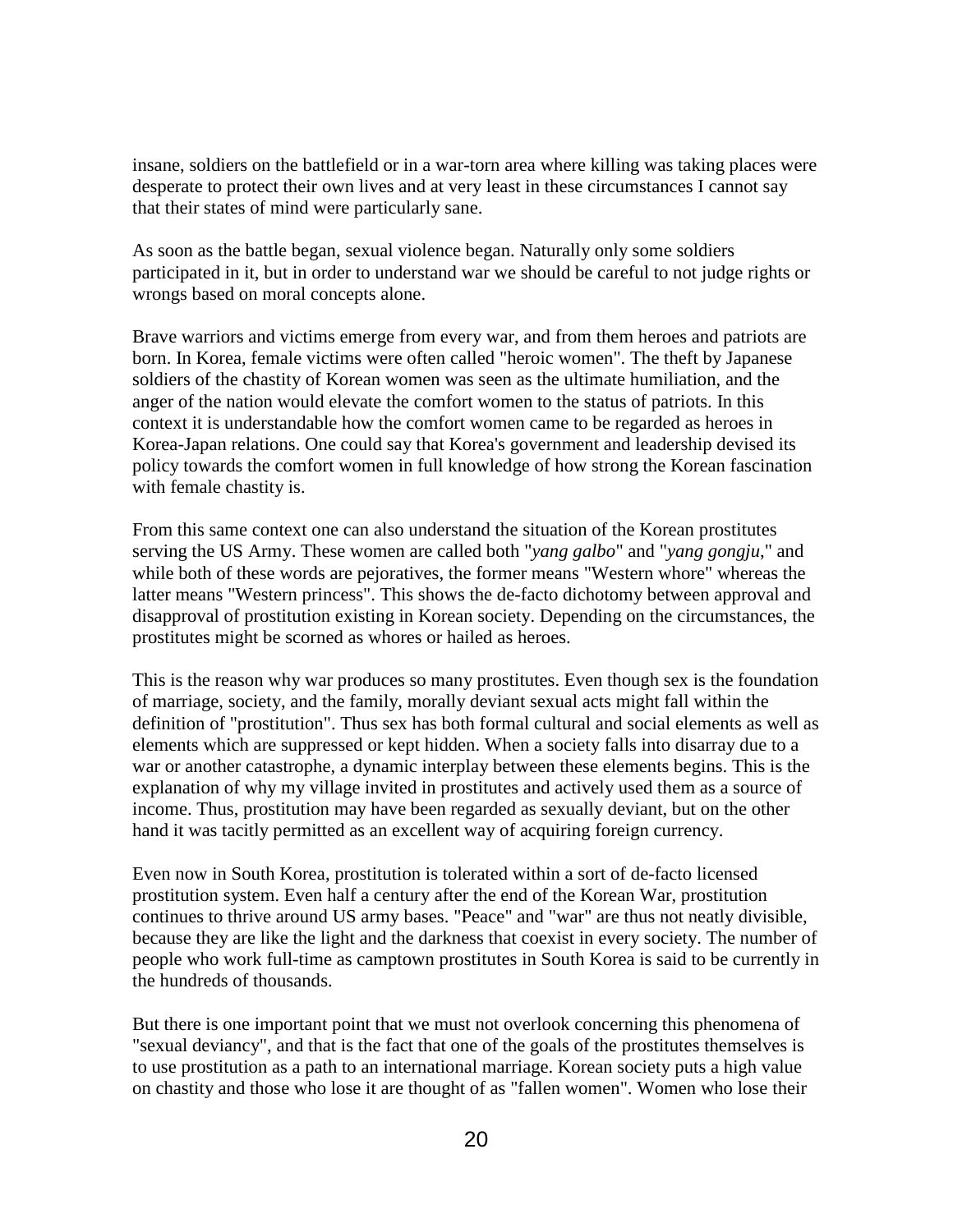insane, soldiers on the battlefield or in a war-torn area where killing was taking places were desperate to protect their own lives and at very least in these circumstances I cannot say that their states of mind were particularly sane.

As soon as the battle began, sexual violence began. Naturally only some soldiers participated in it, but in order to understand war we should be careful to not judge rights or wrongs based on moral concepts alone.

Brave warriors and victims emerge from every war, and from them heroes and patriots are born. In Korea, female victims were often called "heroic women". The theft by Japanese soldiers of the chastity of Korean women was seen as the ultimate humiliation, and the anger of the nation would elevate the comfort women to the status of patriots. In this context it is understandable how the comfort women came to be regarded as heroes in Korea-Japan relations. One could say that Korea's government and leadership devised its policy towards the comfort women in full knowledge of how strong the Korean fascination with female chastity is.

From this same context one can also understand the situation of the Korean prostitutes serving the US Army. These women are called both "*yang galbo*" and "*yang gongju*," and while both of these words are pejoratives, the former means "Western whore" whereas the latter means "Western princess". This shows the de-facto dichotomy between approval and disapproval of prostitution existing in Korean society. Depending on the circumstances, the prostitutes might be scorned as whores or hailed as heroes.

This is the reason why war produces so many prostitutes. Even though sex is the foundation of marriage, society, and the family, morally deviant sexual acts might fall within the definition of "prostitution". Thus sex has both formal cultural and social elements as well as elements which are suppressed or kept hidden. When a society falls into disarray due to a war or another catastrophe, a dynamic interplay between these elements begins. This is the explanation of why my village invited in prostitutes and actively used them as a source of income. Thus, prostitution may have been regarded as sexually deviant, but on the other hand it was tacitly permitted as an excellent way of acquiring foreign currency.

Even now in South Korea, prostitution is tolerated within a sort of de-facto licensed prostitution system. Even half a century after the end of the Korean War, prostitution continues to thrive around US army bases. "Peace" and "war" are thus not neatly divisible, because they are like the light and the darkness that coexist in every society. The number of people who work full-time as camptown prostitutes in South Korea is said to be currently in the hundreds of thousands.

But there is one important point that we must not overlook concerning this phenomena of "sexual deviancy", and that is the fact that one of the goals of the prostitutes themselves is to use prostitution as a path to an international marriage. Korean society puts a high value on chastity and those who lose it are thought of as "fallen women". Women who lose their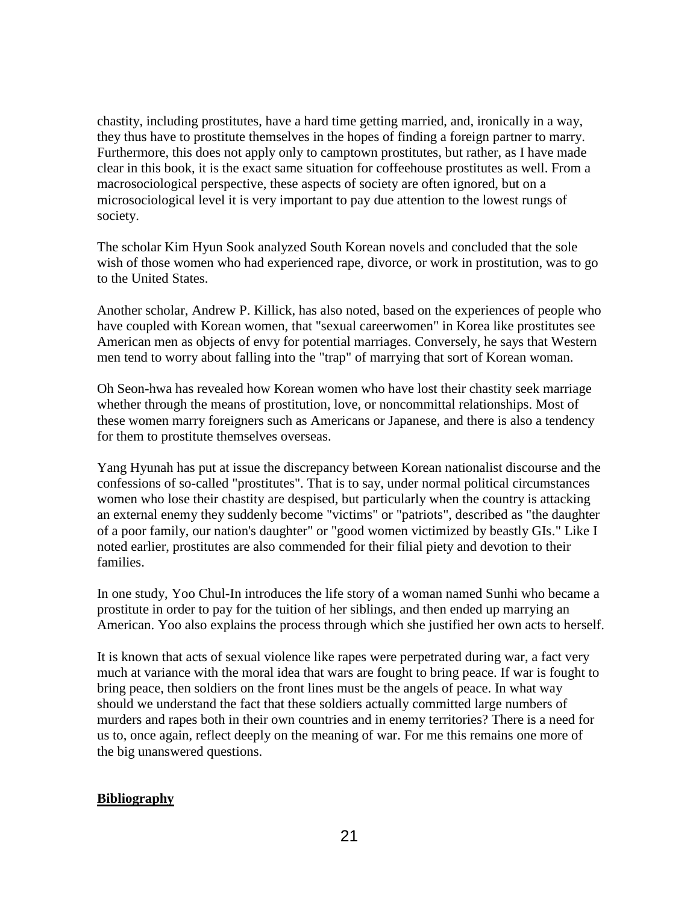chastity, including prostitutes, have a hard time getting married, and, ironically in a way, they thus have to prostitute themselves in the hopes of finding a foreign partner to marry. Furthermore, this does not apply only to camptown prostitutes, but rather, as I have made clear in this book, it is the exact same situation for coffeehouse prostitutes as well. From a macrosociological perspective, these aspects of society are often ignored, but on a microsociological level it is very important to pay due attention to the lowest rungs of society.

The scholar Kim Hyun Sook analyzed South Korean novels and concluded that the sole wish of those women who had experienced rape, divorce, or work in prostitution, was to go to the United States.

Another scholar, Andrew P. Killick, has also noted, based on the experiences of people who have coupled with Korean women, that "sexual careerwomen" in Korea like prostitutes see American men as objects of envy for potential marriages. Conversely, he says that Western men tend to worry about falling into the "trap" of marrying that sort of Korean woman.

Oh Seon-hwa has revealed how Korean women who have lost their chastity seek marriage whether through the means of prostitution, love, or noncommittal relationships. Most of these women marry foreigners such as Americans or Japanese, and there is also a tendency for them to prostitute themselves overseas.

Yang Hyunah has put at issue the discrepancy between Korean nationalist discourse and the confessions of so-called "prostitutes". That is to say, under normal political circumstances women who lose their chastity are despised, but particularly when the country is attacking an external enemy they suddenly become "victims" or "patriots", described as "the daughter of a poor family, our nation's daughter" or "good women victimized by beastly GIs." Like I noted earlier, prostitutes are also commended for their filial piety and devotion to their families.

In one study, Yoo Chul-In introduces the life story of a woman named Sunhi who became a prostitute in order to pay for the tuition of her siblings, and then ended up marrying an American. Yoo also explains the process through which she justified her own acts to herself.

It is known that acts of sexual violence like rapes were perpetrated during war, a fact very much at variance with the moral idea that wars are fought to bring peace. If war is fought to bring peace, then soldiers on the front lines must be the angels of peace. In what way should we understand the fact that these soldiers actually committed large numbers of murders and rapes both in their own countries and in enemy territories? There is a need for us to, once again, reflect deeply on the meaning of war. For me this remains one more of the big unanswered questions.

## Bibliography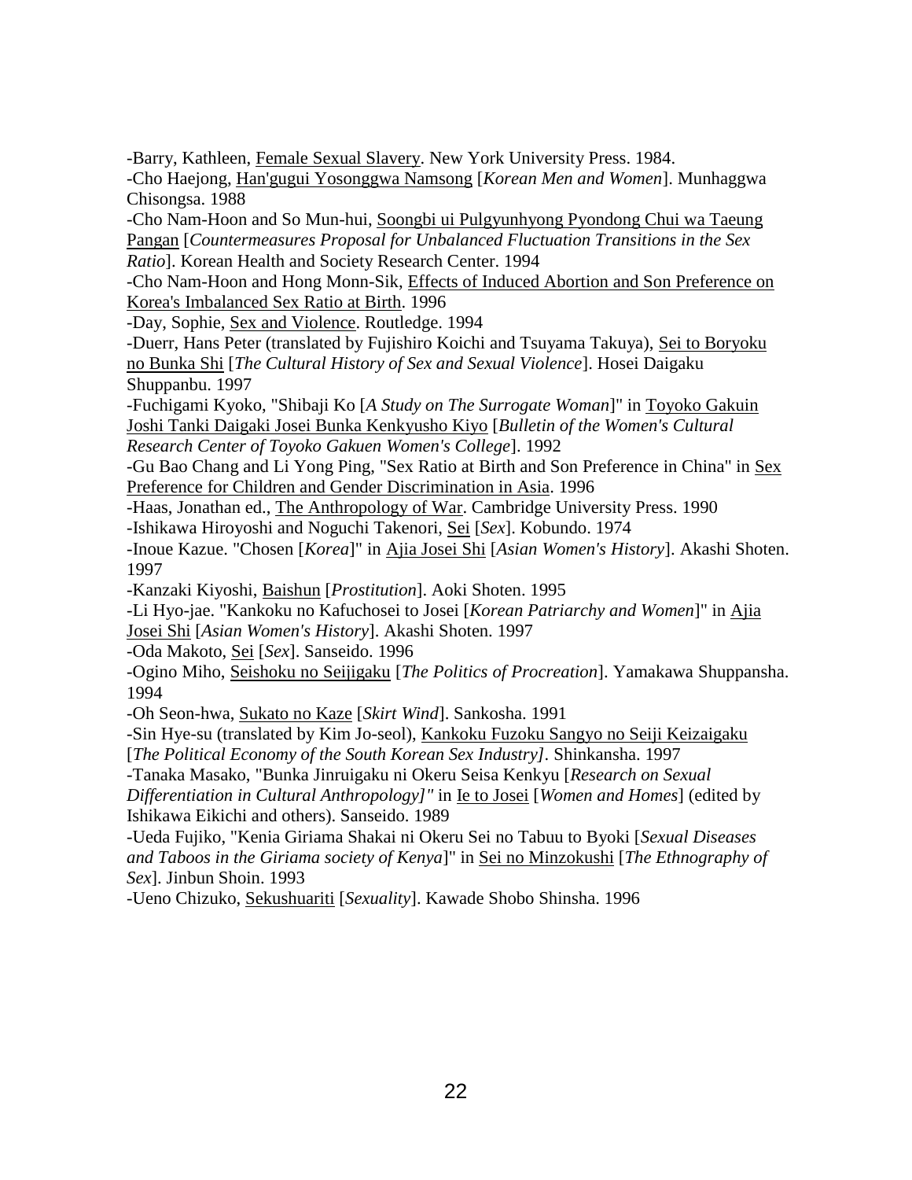-Barry, Kathleen, Female Sexual Slavery. New York University Press. 1984.

-Cho Haejong, Han'gugui Yosonggwa Namsong [*Korean Men and Women*]. Munhaggwa Chisongsa. 1988

-Cho Nam-Hoon and So Mun-hui, Soongbi ui Pulgyunhyong Pyondong Chui wa Taeung Pangan [*Countermeasures Proposal for Unbalanced Fluctuation Transitions in the Sex Ratio*]. Korean Health and Society Research Center. 1994

-Cho Nam-Hoon and Hong Monn-Sik, Effects of Induced Abortion and Son Preference on Korea's Imbalanced Sex Ratio at Birth. 1996

-Day, Sophie, Sex and Violence. Routledge. 1994

-Duerr, Hans Peter (translated by Fujishiro Koichi and Tsuyama Takuya), Sei to Boryoku no Bunka Shi [*The Cultural History of Sex and Sexual Violence*]. Hosei Daigaku Shuppanbu. 1997

-Fuchigami Kyoko, "Shibaji Ko [*A Study on The Surrogate Woman*]" in Toyoko Gakuin Joshi Tanki Daigaki Josei Bunka Kenkyusho Kiyo [*Bulletin of the Women's Cultural Research Center of Toyoko Gakuen Women's College*]. 1992

-Gu Bao Chang and Li Yong Ping, "Sex Ratio at Birth and Son Preference in China" in Sex Preference for Children and Gender Discrimination in Asia. 1996

-Haas, Jonathan ed., The Anthropology of War. Cambridge University Press. 1990

-Ishikawa Hiroyoshi and Noguchi Takenori, Sei [*Sex*]. Kobundo. 1974

-Inoue Kazue. "Chosen [*Korea*]" in Ajia Josei Shi [*Asian Women's History*]. Akashi Shoten. 1997

-Kanzaki Kiyoshi, Baishun [*Prostitution*]. Aoki Shoten. 1995

-Li Hyo-jae. "Kankoku no Kafuchosei to Josei [*Korean Patriarchy and Women*]" in Ajia Josei Shi [*Asian Women's History*]. Akashi Shoten. 1997

-Oda Makoto, Sei [*Sex*]. Sanseido. 1996

-Ogino Miho, Seishoku no Seijigaku [*The Politics of Procreation*]. Yamakawa Shuppansha. 1994

-Oh Seon-hwa, Sukato no Kaze [*Skirt Wind*]. Sankosha. 1991

-Sin Hye-su (translated by Kim Jo-seol), Kankoku Fuzoku Sangyo no Seiji Keizaigaku [*The Political Economy of the South Korean Sex Industry]*. Shinkansha. 1997

-Tanaka Masako, "Bunka Jinruigaku ni Okeru Seisa Kenkyu [*Research on Sexual Differentiation in Cultural Anthropology]"* in Ie to Josei [*Women and Homes*] (edited by Ishikawa Eikichi and others). Sanseido. 1989

-Ueda Fujiko, "Kenia Giriama Shakai ni Okeru Sei no Tabuu to Byoki [*Sexual Diseases and Taboos in the Giriama society of Kenya*]" in Sei no Minzokushi [*The Ethnography of Sex*]. Jinbun Shoin. 1993

-Ueno Chizuko, Sekushuariti [*Sexuality*]. Kawade Shobo Shinsha. 1996